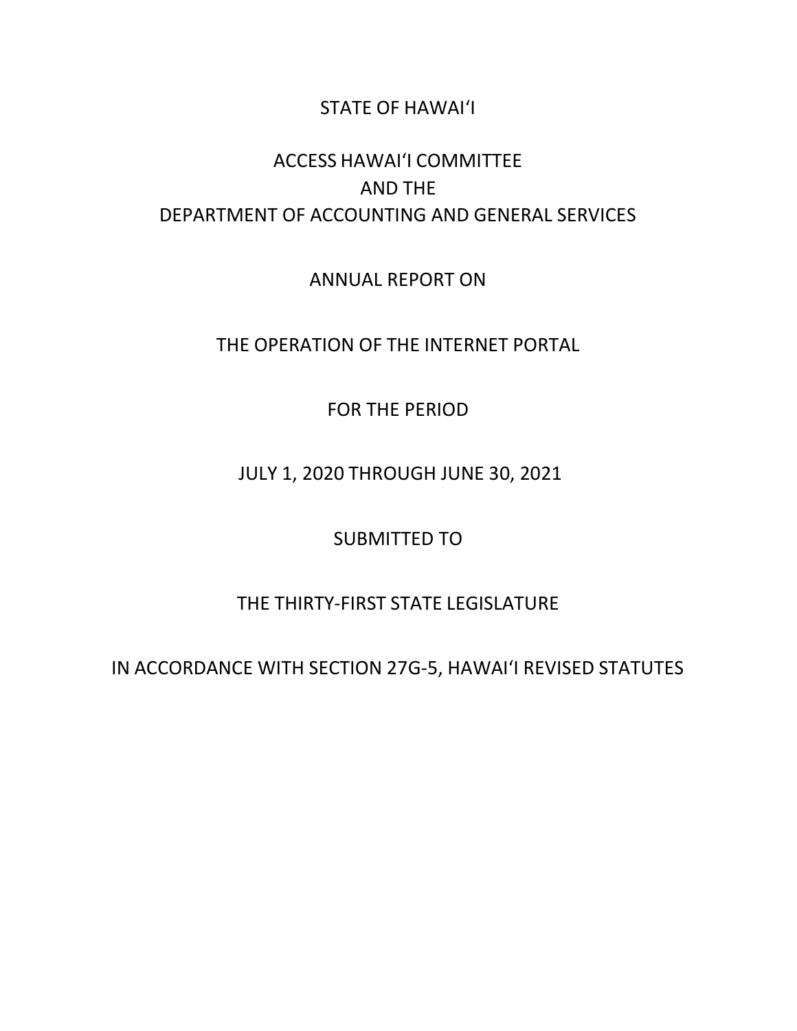# STATE OF HAWAIʻI

## ACCESS HAWAIʻI COMMITTEE
## AND THE
## DEPARTMENT OF ACCOUNTING AND GENERAL SERVICES

ANNUAL REPORT ON

THE OPERATION OF THE INTERNET PORTAL

FOR THE PERIOD

JULY 1, 2020 THROUGH JUNE 30, 2021

SUBMITTED TO

THE THIRTY-FIRST STATE LEGISLATURE

IN ACCORDANCE WITH SECTION 27G-5, HAWAIʻI REVISED STATUTES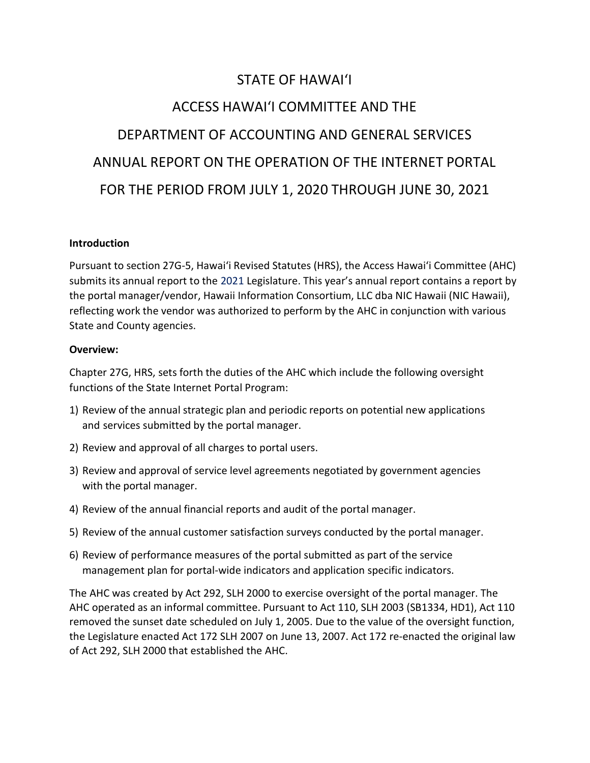# STATE OF HAWAIʻI

# ACCESS HAWAIʻI COMMITTEE AND THE

# DEPARTMENT OF ACCOUNTING AND GENERAL SERVICES

# ANNUAL REPORT ON THE OPERATION OF THE INTERNET PORTAL

# FOR THE PERIOD FROM JULY 1, 2020 THROUGH JUNE 30, 2021

**Introduction**

Pursuant to section 27G-5, Hawaiʻi Revised Statutes (HRS), the Access Hawaiʻi Committee (AHC) submits its annual report to the 2021 Legislature. This year's annual report contains a report by the portal manager/vendor, Hawaii Information Consortium, LLC dba NIC Hawaii (NIC Hawaii), reflecting work the vendor was authorized to perform by the AHC in conjunction with various State and County agencies.

**Overview:**

Chapter 27G, HRS, sets forth the duties of the AHC which include the following oversight functions of the State Internet Portal Program:

1) Review of the annual strategic plan and periodic reports on potential new applications and services submitted by the portal manager.
2) Review and approval of all charges to portal users.
3) Review and approval of service level agreements negotiated by government agencies with the portal manager.
4) Review of the annual financial reports and audit of the portal manager.
5) Review of the annual customer satisfaction surveys conducted by the portal manager.
6) Review of performance measures of the portal submitted as part of the service management plan for portal-wide indicators and application specific indicators.

The AHC was created by Act 292, SLH 2000 to exercise oversight of the portal manager. The AHC operated as an informal committee. Pursuant to Act 110, SLH 2003 (SB1334, HD1), Act 110 removed the sunset date scheduled on July 1, 2005. Due to the value of the oversight function, the Legislature enacted Act 172 SLH 2007 on June 13, 2007. Act 172 re-enacted the original law of Act 292, SLH 2000 that established the AHC.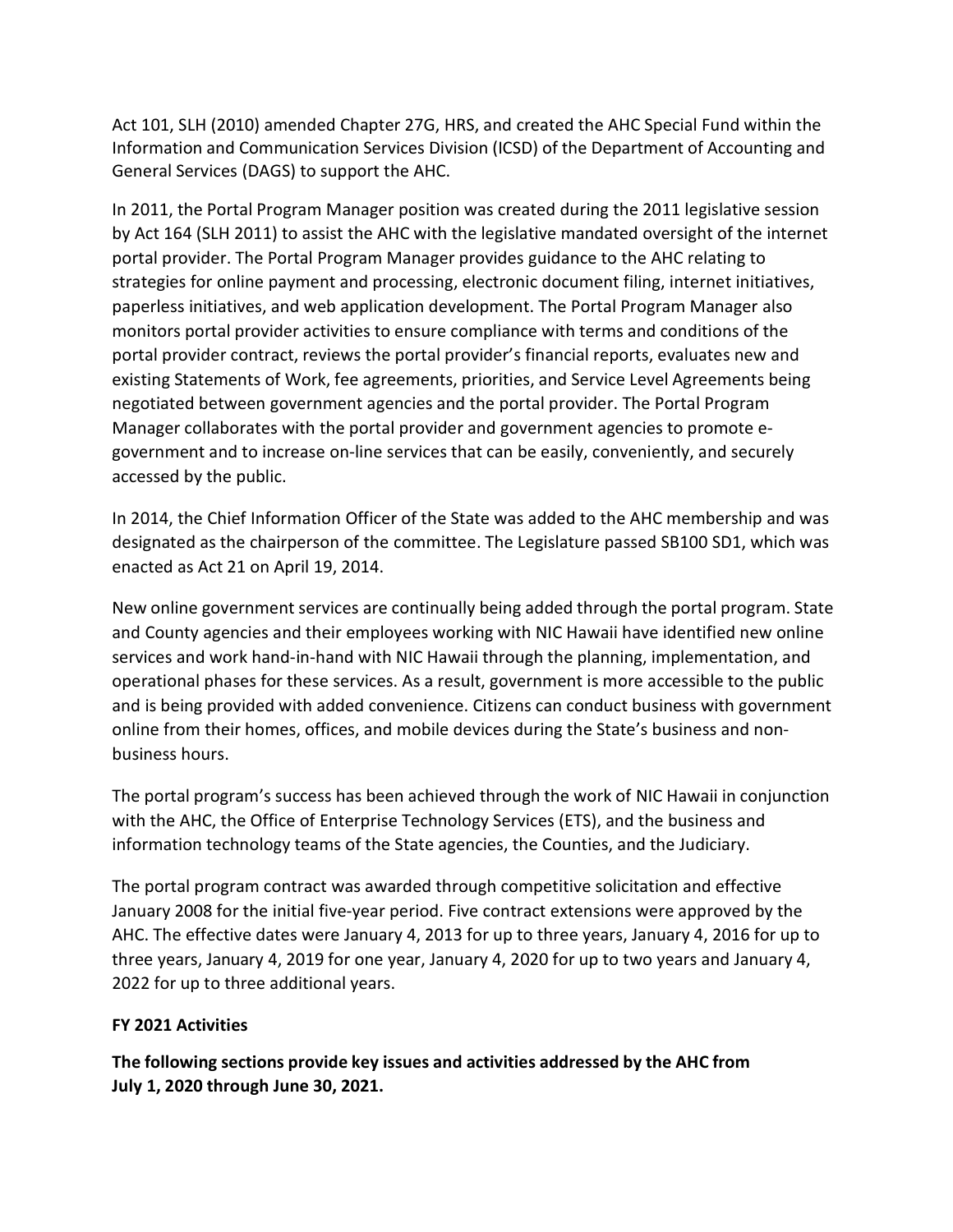Act 101, SLH (2010) amended Chapter 27G, HRS, and created the AHC Special Fund within the Information and Communication Services Division (ICSD) of the Department of Accounting and General Services (DAGS) to support the AHC.

In 2011, the Portal Program Manager position was created during the 2011 legislative session by Act 164 (SLH 2011) to assist the AHC with the legislative mandated oversight of the internet portal provider. The Portal Program Manager provides guidance to the AHC relating to strategies for online payment and processing, electronic document filing, internet initiatives, paperless initiatives, and web application development. The Portal Program Manager also monitors portal provider activities to ensure compliance with terms and conditions of the portal provider contract, reviews the portal provider's financial reports, evaluates new and existing Statements of Work, fee agreements, priorities, and Service Level Agreements being negotiated between government agencies and the portal provider. The Portal Program Manager collaborates with the portal provider and government agencies to promote e-government and to increase on-line services that can be easily, conveniently, and securely accessed by the public.

In 2014, the Chief Information Officer of the State was added to the AHC membership and was designated as the chairperson of the committee. The Legislature passed SB100 SD1, which was enacted as Act 21 on April 19, 2014.

New online government services are continually being added through the portal program. State and County agencies and their employees working with NIC Hawaii have identified new online services and work hand-in-hand with NIC Hawaii through the planning, implementation, and operational phases for these services. As a result, government is more accessible to the public and is being provided with added convenience. Citizens can conduct business with government online from their homes, offices, and mobile devices during the State's business and non-business hours.

The portal program's success has been achieved through the work of NIC Hawaii in conjunction with the AHC, the Office of Enterprise Technology Services (ETS), and the business and information technology teams of the State agencies, the Counties, and the Judiciary.

The portal program contract was awarded through competitive solicitation and effective January 2008 for the initial five-year period. Five contract extensions were approved by the AHC. The effective dates were January 4, 2013 for up to three years, January 4, 2016 for up to three years, January 4, 2019 for one year, January 4, 2020 for up to two years and January 4, 2022 for up to three additional years.

**FY 2021 Activities**

**The following sections provide key issues and activities addressed by the AHC from July 1, 2020 through June 30, 2021.**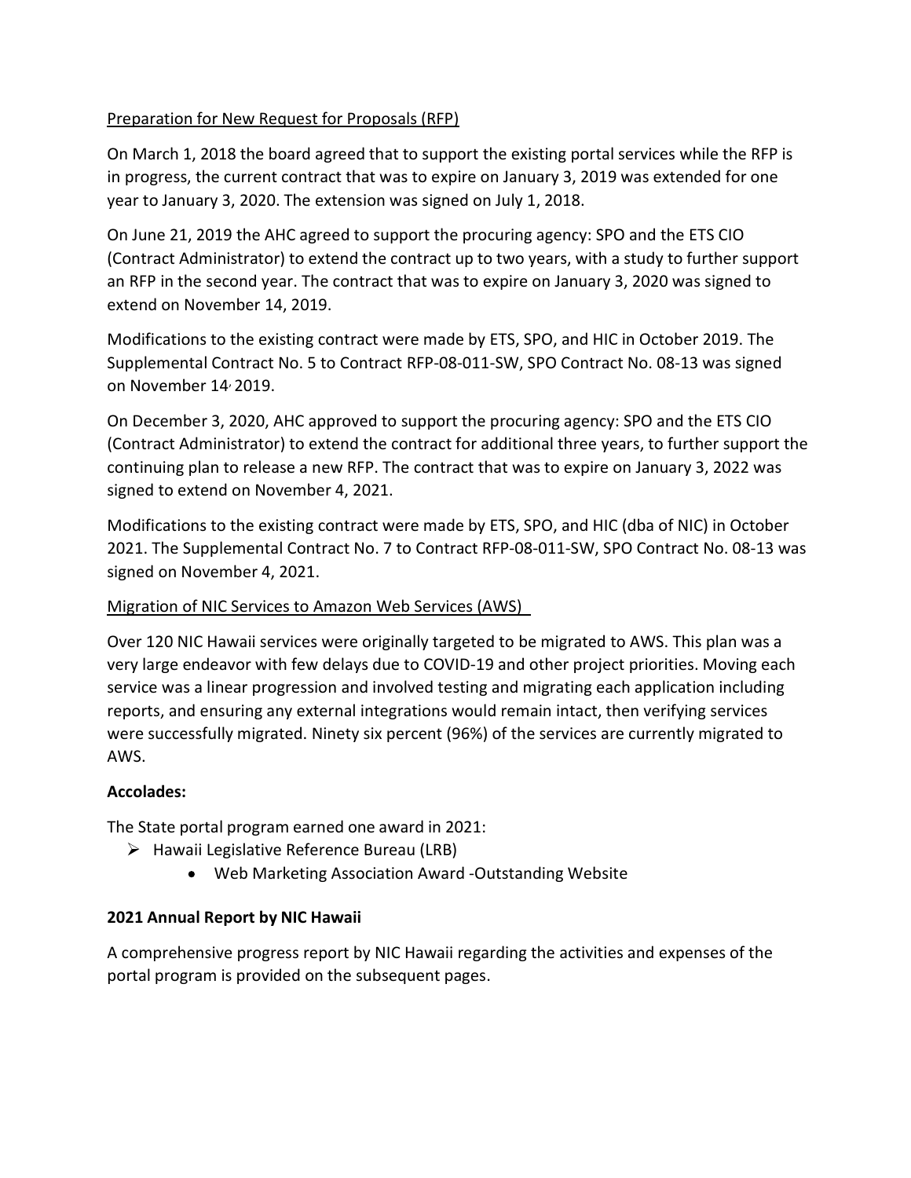Preparation for New Request for Proposals (RFP)

On March 1, 2018 the board agreed that to support the existing portal services while the RFP is in progress, the current contract that was to expire on January 3, 2019 was extended for one year to January 3, 2020. The extension was signed on July 1, 2018.

On June 21, 2019 the AHC agreed to support the procuring agency: SPO and the ETS CIO (Contract Administrator) to extend the contract up to two years, with a study to further support an RFP in the second year. The contract that was to expire on January 3, 2020 was signed to extend on November 14, 2019.

Modifications to the existing contract were made by ETS, SPO, and HIC in October 2019. The Supplemental Contract No. 5 to Contract RFP-08-011-SW, SPO Contract No. 08-13 was signed on November 14, 2019.

On December 3, 2020, AHC approved to support the procuring agency: SPO and the ETS CIO (Contract Administrator) to extend the contract for additional three years, to further support the continuing plan to release a new RFP. The contract that was to expire on January 3, 2022 was signed to extend on November 4, 2021.

Modifications to the existing contract were made by ETS, SPO, and HIC (dba of NIC) in October 2021. The Supplemental Contract No. 7 to Contract RFP-08-011-SW, SPO Contract No. 08-13 was signed on November 4, 2021.

Migration of NIC Services to Amazon Web Services (AWS)

Over 120 NIC Hawaii services were originally targeted to be migrated to AWS. This plan was a very large endeavor with few delays due to COVID-19 and other project priorities. Moving each service was a linear progression and involved testing and migrating each application including reports, and ensuring any external integrations would remain intact, then verifying services were successfully migrated. Ninety six percent (96%) of the services are currently migrated to AWS.

**Accolades:**

The State portal program earned one award in 2021:

- Hawaii Legislative Reference Bureau (LRB)
    - Web Marketing Association Award -Outstanding Website

**2021 Annual Report by NIC Hawaii**

A comprehensive progress report by NIC Hawaii regarding the activities and expenses of the portal program is provided on the subsequent pages.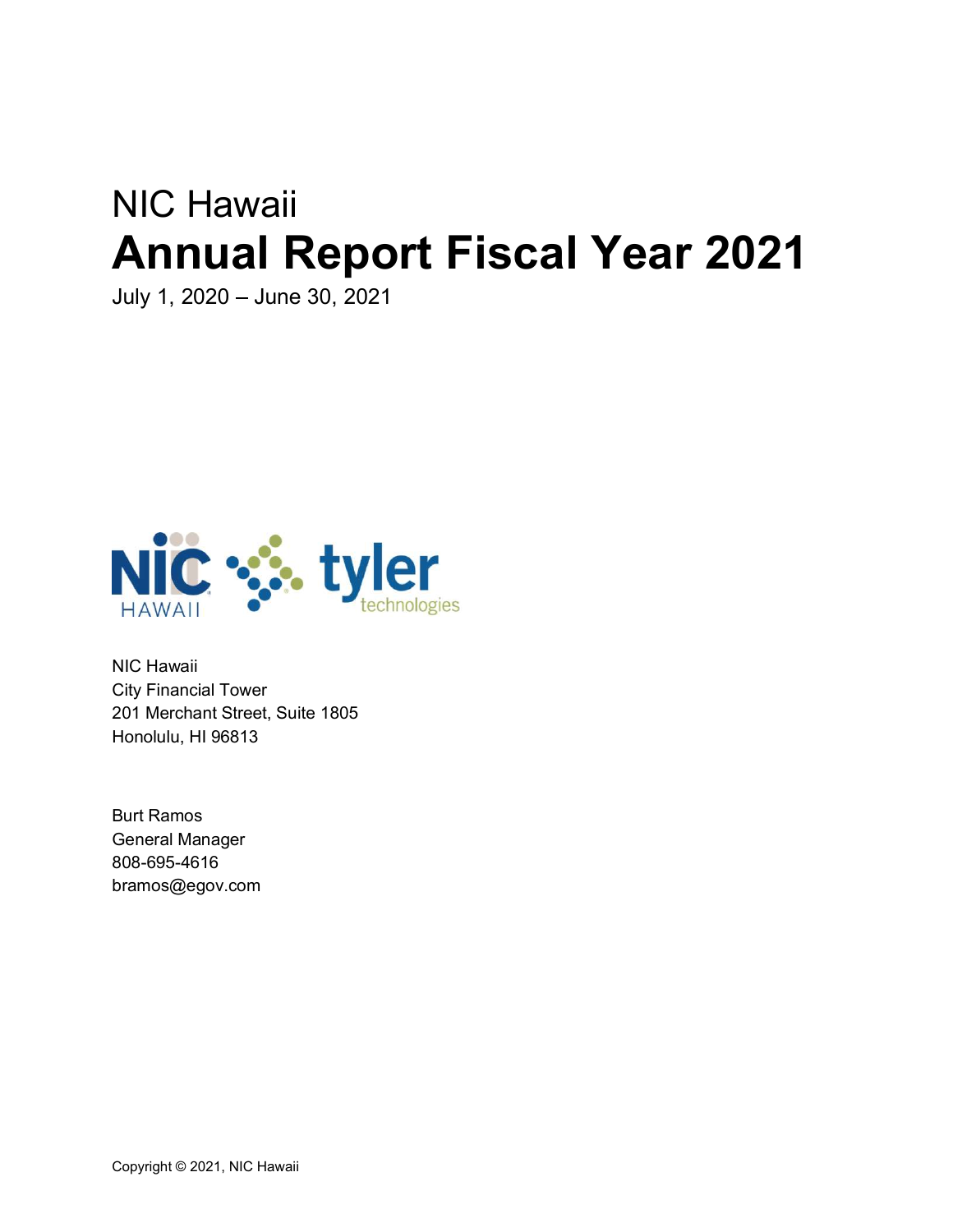NIC Hawaii

# Annual Report Fiscal Year 2021

July 1, 2020 – June 30, 2021

NIC Hawaii
City Financial Tower
201 Merchant Street, Suite 1805
Honolulu, HI 96813

Burt Ramos
General Manager
808-695-4616
bramos@egov.com

Copyright © 2021, NIC Hawaii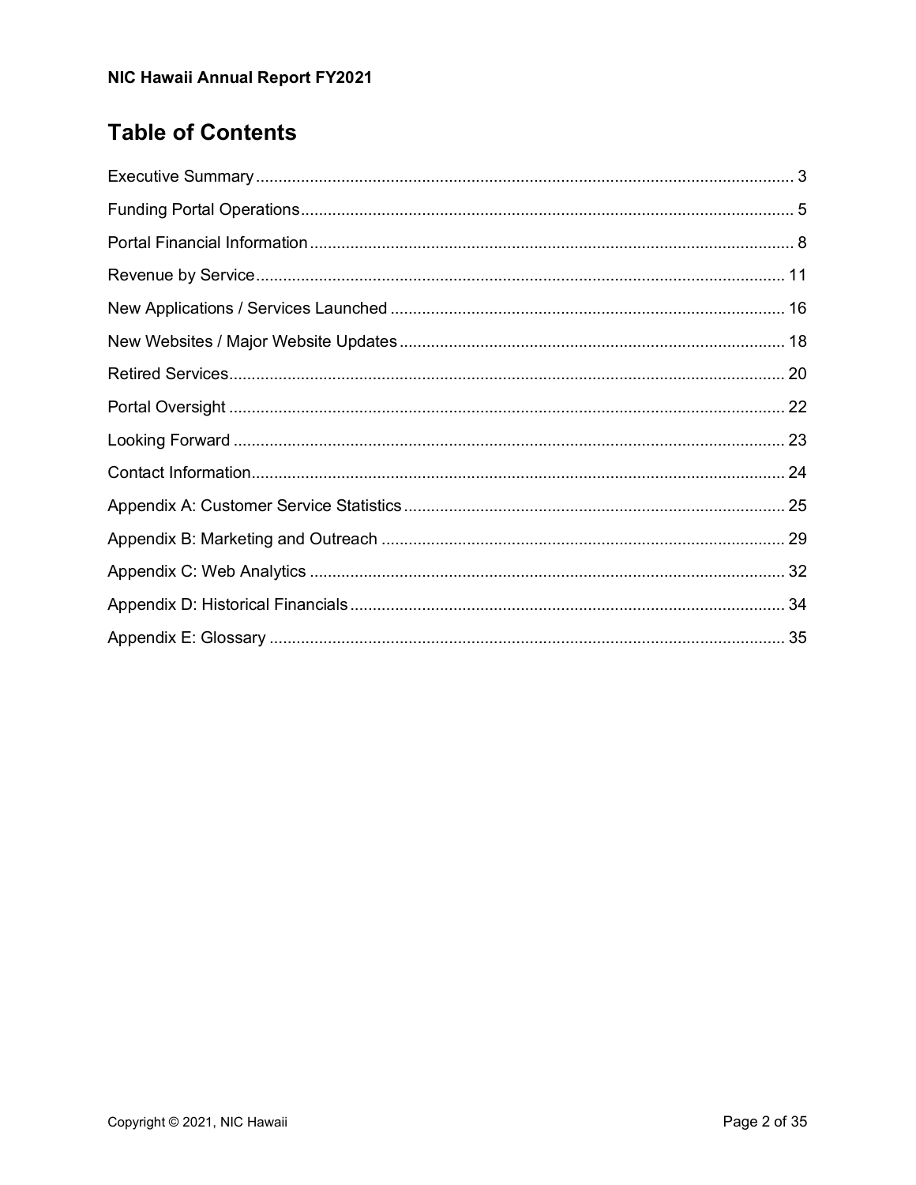# Table of Contents

Executive Summary ........................................................................................................ 3
Funding Portal Operations ............................................................................................. 5
Portal Financial Information ........................................................................................... 8
Revenue by Service ..................................................................................................... 11
New Applications / Services Launched ........................................................................ 16
New Websites / Major Website Updates ...................................................................... 18
Retired Services ........................................................................................................... 20
Portal Oversight ........................................................................................................... 22
Looking Forward .......................................................................................................... 23
Contact Information ...................................................................................................... 24
Appendix A: Customer Service Statistics ..................................................................... 25
Appendix B: Marketing and Outreach .......................................................................... 29
Appendix C: Web Analytics .......................................................................................... 32
Appendix D: Historical Financials ................................................................................. 34
Appendix E: Glossary ................................................................................................... 35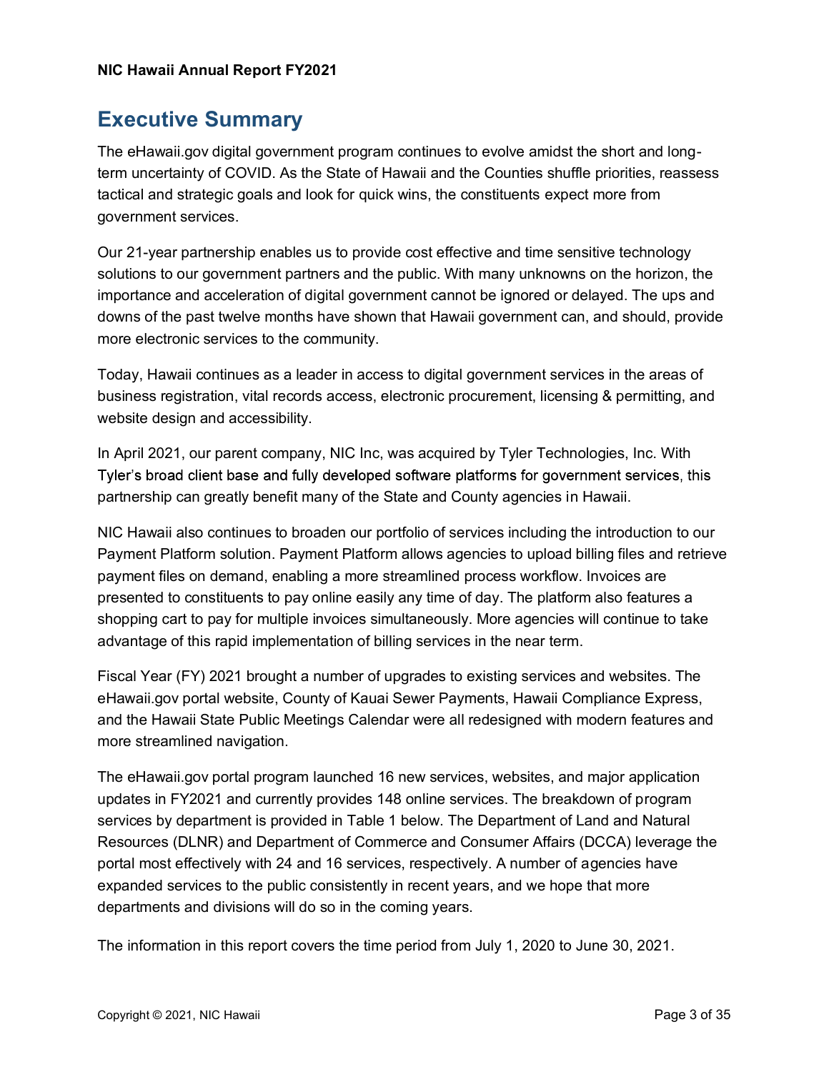# Executive Summary

The eHawaii.gov digital government program continues to evolve amidst the short and long-term uncertainty of COVID. As the State of Hawaii and the Counties shuffle priorities, reassess tactical and strategic goals and look for quick wins, the constituents expect more from government services.

Our 21-year partnership enables us to provide cost effective and time sensitive technology solutions to our government partners and the public. With many unknowns on the horizon, the importance and acceleration of digital government cannot be ignored or delayed. The ups and downs of the past twelve months have shown that Hawaii government can, and should, provide more electronic services to the community.

Today, Hawaii continues as a leader in access to digital government services in the areas of business registration, vital records access, electronic procurement, licensing & permitting, and website design and accessibility.

In April 2021, our parent company, NIC Inc, was acquired by Tyler Technologies, Inc. With Tyler's broad client base and fully developed software platforms for government services, this partnership can greatly benefit many of the State and County agencies in Hawaii.

NIC Hawaii also continues to broaden our portfolio of services including the introduction to our Payment Platform solution. Payment Platform allows agencies to upload billing files and retrieve payment files on demand, enabling a more streamlined process workflow. Invoices are presented to constituents to pay online easily any time of day. The platform also features a shopping cart to pay for multiple invoices simultaneously. More agencies will continue to take advantage of this rapid implementation of billing services in the near term.

Fiscal Year (FY) 2021 brought a number of upgrades to existing services and websites. The eHawaii.gov portal website, County of Kauai Sewer Payments, Hawaii Compliance Express, and the Hawaii State Public Meetings Calendar were all redesigned with modern features and more streamlined navigation.

The eHawaii.gov portal program launched 16 new services, websites, and major application updates in FY2021 and currently provides 148 online services. The breakdown of program services by department is provided in Table 1 below. The Department of Land and Natural Resources (DLNR) and Department of Commerce and Consumer Affairs (DCCA) leverage the portal most effectively with 24 and 16 services, respectively. A number of agencies have expanded services to the public consistently in recent years, and we hope that more departments and divisions will do so in the coming years.

The information in this report covers the time period from July 1, 2020 to June 30, 2021.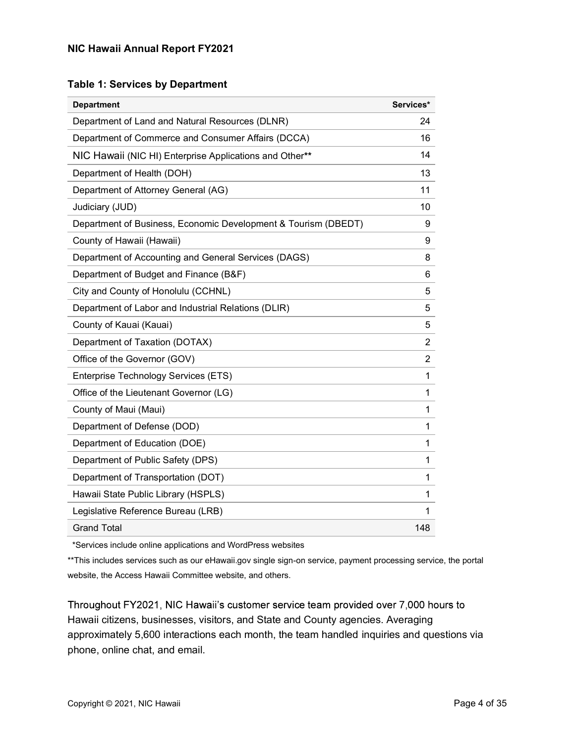**NIC Hawaii Annual Report FY2021**

**Table 1: Services by Department**

| Department | Services* |
|---|---|
| Department of Land and Natural Resources (DLNR) | 24 |
| Department of Commerce and Consumer Affairs (DCCA) | 16 |
| NIC Hawaii (NIC HI) Enterprise Applications and Other** | 14 |
| Department of Health (DOH) | 13 |
| Department of Attorney General (AG) | 11 |
| Judiciary (JUD) | 10 |
| Department of Business, Economic Development & Tourism (DBEDT) | 9 |
| County of Hawaii (Hawaii) | 9 |
| Department of Accounting and General Services (DAGS) | 8 |
| Department of Budget and Finance (B&F) | 6 |
| City and County of Honolulu (CCHNL) | 5 |
| Department of Labor and Industrial Relations (DLIR) | 5 |
| County of Kauai (Kauai) | 5 |
| Department of Taxation (DOTAX) | 2 |
| Office of the Governor (GOV) | 2 |
| Enterprise Technology Services (ETS) | 1 |
| Office of the Lieutenant Governor (LG) | 1 |
| County of Maui (Maui) | 1 |
| Department of Defense (DOD) | 1 |
| Department of Education (DOE) | 1 |
| Department of Public Safety (DPS) | 1 |
| Department of Transportation (DOT) | 1 |
| Hawaii State Public Library (HSPLS) | 1 |
| Legislative Reference Bureau (LRB) | 1 |
| Grand Total | 148 |

*Services include online applications and WordPress websites

**This includes services such as our eHawaii.gov single sign-on service, payment processing service, the portal website, the Access Hawaii Committee website, and others.

Throughout FY2021, NIC Hawaii's customer service team provided over 7,000 hours to Hawaii citizens, businesses, visitors, and State and County agencies. Averaging approximately 5,600 interactions each month, the team handled inquiries and questions via phone, online chat, and email.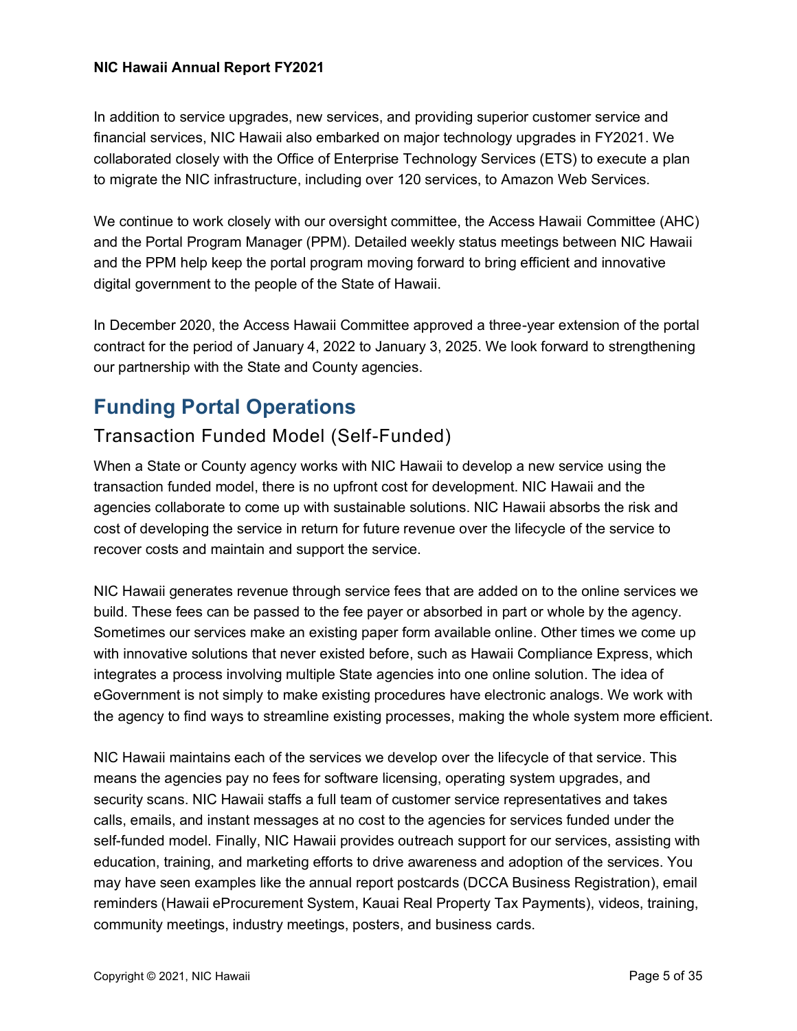In addition to service upgrades, new services, and providing superior customer service and financial services, NIC Hawaii also embarked on major technology upgrades in FY2021. We collaborated closely with the Office of Enterprise Technology Services (ETS) to execute a plan to migrate the NIC infrastructure, including over 120 services, to Amazon Web Services.

We continue to work closely with our oversight committee, the Access Hawaii Committee (AHC) and the Portal Program Manager (PPM). Detailed weekly status meetings between NIC Hawaii and the PPM help keep the portal program moving forward to bring efficient and innovative digital government to the people of the State of Hawaii.

In December 2020, the Access Hawaii Committee approved a three-year extension of the portal contract for the period of January 4, 2022 to January 3, 2025. We look forward to strengthening our partnership with the State and County agencies.

## Funding Portal Operations

### Transaction Funded Model (Self-Funded)

When a State or County agency works with NIC Hawaii to develop a new service using the transaction funded model, there is no upfront cost for development. NIC Hawaii and the agencies collaborate to come up with sustainable solutions. NIC Hawaii absorbs the risk and cost of developing the service in return for future revenue over the lifecycle of the service to recover costs and maintain and support the service.

NIC Hawaii generates revenue through service fees that are added on to the online services we build. These fees can be passed to the fee payer or absorbed in part or whole by the agency. Sometimes our services make an existing paper form available online. Other times we come up with innovative solutions that never existed before, such as Hawaii Compliance Express, which integrates a process involving multiple State agencies into one online solution. The idea of eGovernment is not simply to make existing procedures have electronic analogs. We work with the agency to find ways to streamline existing processes, making the whole system more efficient.

NIC Hawaii maintains each of the services we develop over the lifecycle of that service. This means the agencies pay no fees for software licensing, operating system upgrades, and security scans. NIC Hawaii staffs a full team of customer service representatives and takes calls, emails, and instant messages at no cost to the agencies for services funded under the self-funded model. Finally, NIC Hawaii provides outreach support for our services, assisting with education, training, and marketing efforts to drive awareness and adoption of the services. You may have seen examples like the annual report postcards (DCCA Business Registration), email reminders (Hawaii eProcurement System, Kauai Real Property Tax Payments), videos, training, community meetings, industry meetings, posters, and business cards.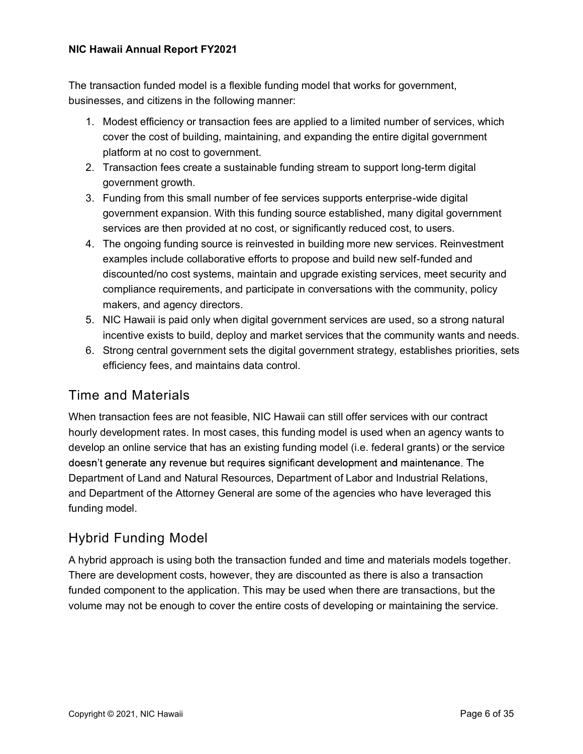The transaction funded model is a flexible funding model that works for government, businesses, and citizens in the following manner:

1. Modest efficiency or transaction fees are applied to a limited number of services, which cover the cost of building, maintaining, and expanding the entire digital government platform at no cost to government.
2. Transaction fees create a sustainable funding stream to support long-term digital government growth.
3. Funding from this small number of fee services supports enterprise-wide digital government expansion. With this funding source established, many digital government services are then provided at no cost, or significantly reduced cost, to users.
4. The ongoing funding source is reinvested in building more new services. Reinvestment examples include collaborative efforts to propose and build new self-funded and discounted/no cost systems, maintain and upgrade existing services, meet security and compliance requirements, and participate in conversations with the community, policy makers, and agency directors.
5. NIC Hawaii is paid only when digital government services are used, so a strong natural incentive exists to build, deploy and market services that the community wants and needs.
6. Strong central government sets the digital government strategy, establishes priorities, sets efficiency fees, and maintains data control.

## Time and Materials

When transaction fees are not feasible, NIC Hawaii can still offer services with our contract hourly development rates. In most cases, this funding model is used when an agency wants to develop an online service that has an existing funding model (i.e. federal grants) or the service doesn't generate any revenue but requires significant development and maintenance. The Department of Land and Natural Resources, Department of Labor and Industrial Relations, and Department of the Attorney General are some of the agencies who have leveraged this funding model.

## Hybrid Funding Model

A hybrid approach is using both the transaction funded and time and materials models together. There are development costs, however, they are discounted as there is also a transaction funded component to the application. This may be used when there are transactions, but the volume may not be enough to cover the entire costs of developing or maintaining the service.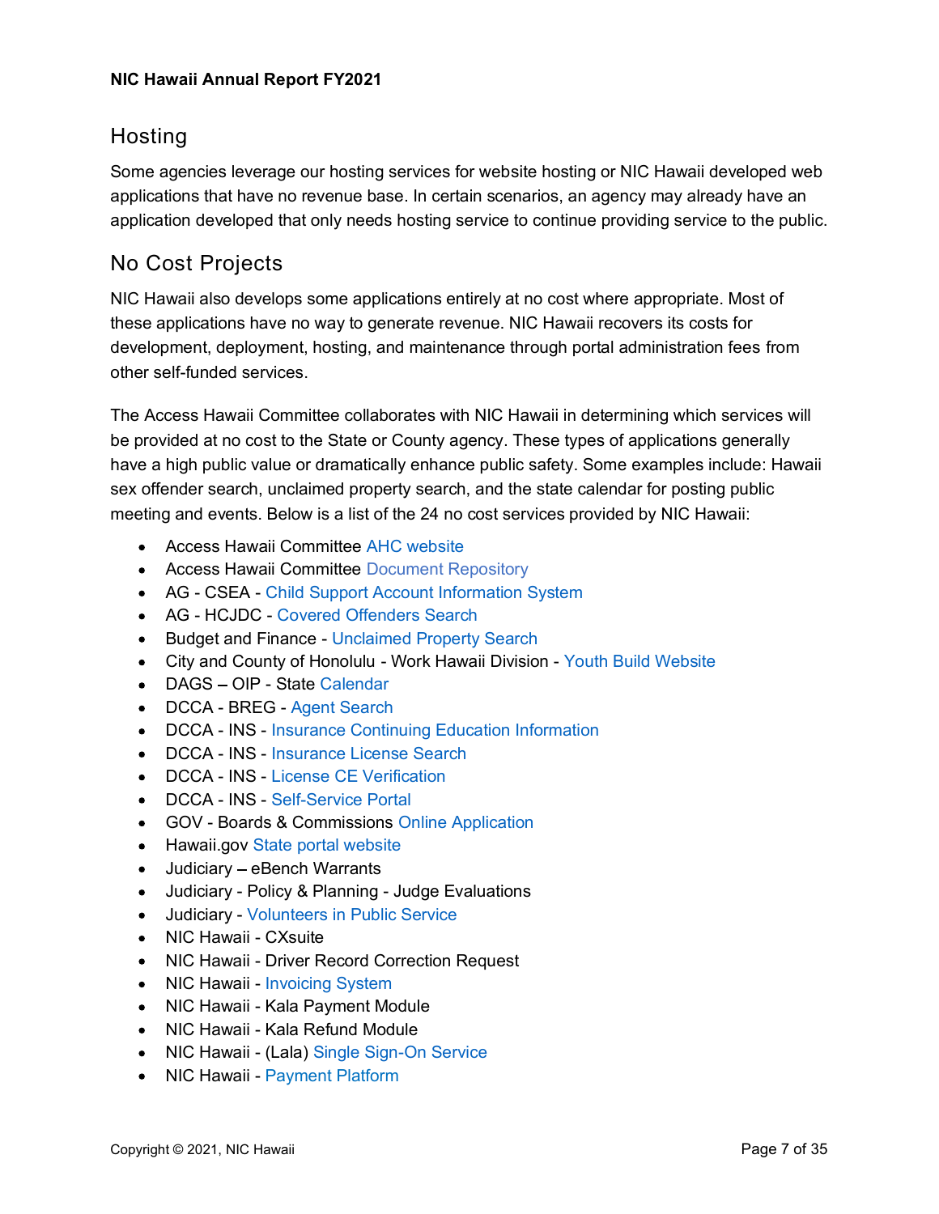## Hosting

Some agencies leverage our hosting services for website hosting or NIC Hawaii developed web applications that have no revenue base. In certain scenarios, an agency may already have an application developed that only needs hosting service to continue providing service to the public.

## No Cost Projects

NIC Hawaii also develops some applications entirely at no cost where appropriate. Most of these applications have no way to generate revenue. NIC Hawaii recovers its costs for development, deployment, hosting, and maintenance through portal administration fees from other self-funded services.

The Access Hawaii Committee collaborates with NIC Hawaii in determining which services will be provided at no cost to the State or County agency. These types of applications generally have a high public value or dramatically enhance public safety. Some examples include: Hawaii sex offender search, unclaimed property search, and the state calendar for posting public meeting and events. Below is a list of the 24 no cost services provided by NIC Hawaii:

- Access Hawaii Committee AHC website
- Access Hawaii Committee Document Repository
- AG - CSEA - Child Support Account Information System
- AG - HCJDC - Covered Offenders Search
- Budget and Finance - Unclaimed Property Search
- City and County of Honolulu - Work Hawaii Division - Youth Build Website
- DAGS – OIP - State Calendar
- DCCA - BREG - Agent Search
- DCCA - INS - Insurance Continuing Education Information
- DCCA - INS - Insurance License Search
- DCCA - INS - License CE Verification
- DCCA - INS - Self-Service Portal
- GOV - Boards & Commissions Online Application
- Hawaii.gov State portal website
- Judiciary – eBench Warrants
- Judiciary - Policy & Planning - Judge Evaluations
- Judiciary - Volunteers in Public Service
- NIC Hawaii - CXsuite
- NIC Hawaii - Driver Record Correction Request
- NIC Hawaii - Invoicing System
- NIC Hawaii - Kala Payment Module
- NIC Hawaii - Kala Refund Module
- NIC Hawaii - (Lala) Single Sign-On Service
- NIC Hawaii - Payment Platform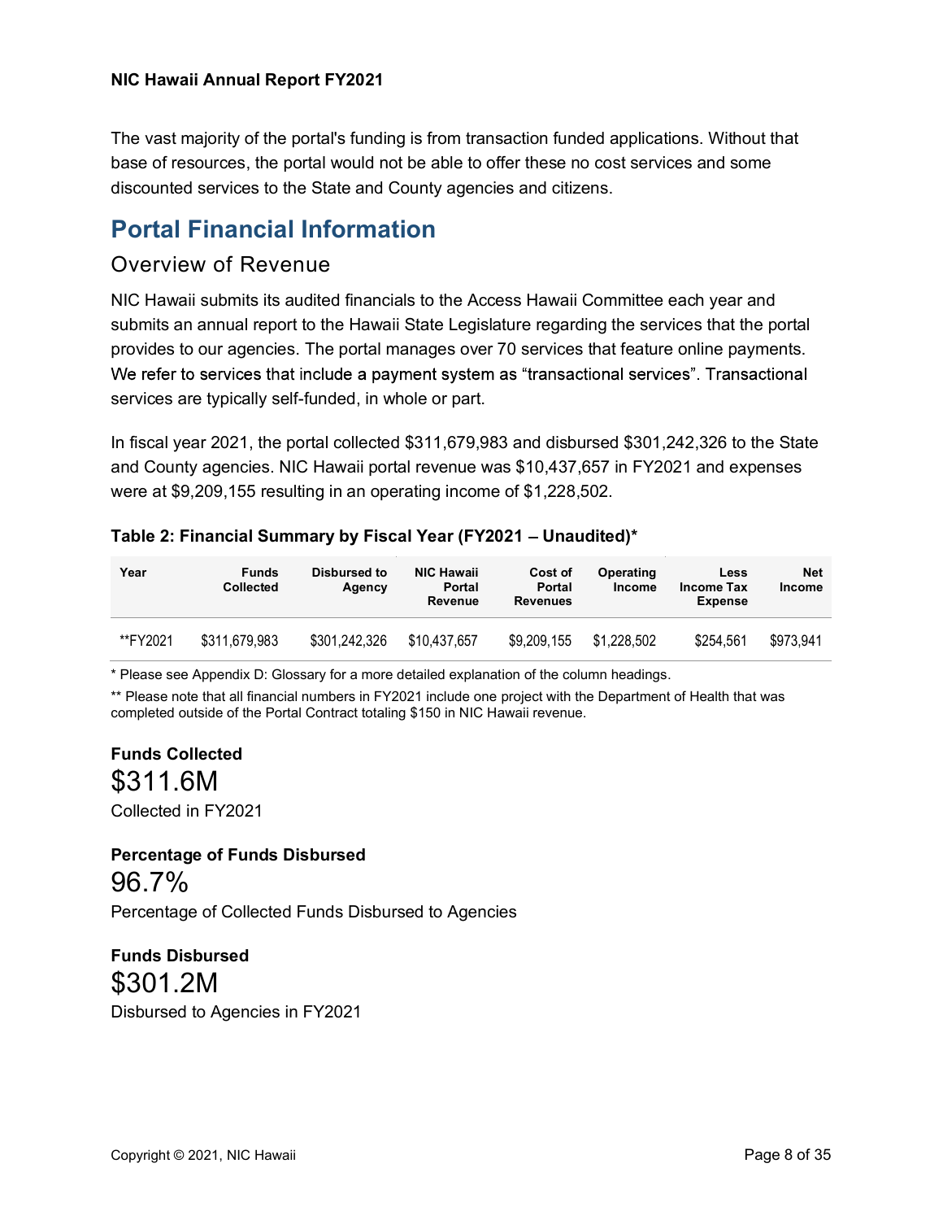The vast majority of the portal's funding is from transaction funded applications. Without that base of resources, the portal would not be able to offer these no cost services and some discounted services to the State and County agencies and citizens.

# Portal Financial Information

## Overview of Revenue

NIC Hawaii submits its audited financials to the Access Hawaii Committee each year and submits an annual report to the Hawaii State Legislature regarding the services that the portal provides to our agencies. The portal manages over 70 services that feature online payments. We refer to services that include a payment system as "transactional services". Transactional services are typically self-funded, in whole or part.

In fiscal year 2021, the portal collected $311,679,983 and disbursed $301,242,326 to the State and County agencies. NIC Hawaii portal revenue was $10,437,657 in FY2021 and expenses were at $9,209,155 resulting in an operating income of $1,228,502.

**Table 2: Financial Summary by Fiscal Year (FY2021 – Unaudited)***

| Year | Funds Collected | Disbursed to Agency | NIC Hawaii Portal Revenue | Cost of Portal Revenues | Operating Income | Less Income Tax Expense | Net Income |
|---|---|---|---|---|---|---|---|
| **FY2021 | $311,679,983 | $301,242,326 | $10,437,657 | $9,209,155 | $1,228,502 | $254,561 | $973,941 |

* Please see Appendix D: Glossary for a more detailed explanation of the column headings.

** Please note that all financial numbers in FY2021 include one project with the Department of Health that was completed outside of the Portal Contract totaling $150 in NIC Hawaii revenue.

**Funds Collected**

$311.6M

Collected in FY2021

**Percentage of Funds Disbursed**

96.7%

Percentage of Collected Funds Disbursed to Agencies

**Funds Disbursed**

$301.2M

Disbursed to Agencies in FY2021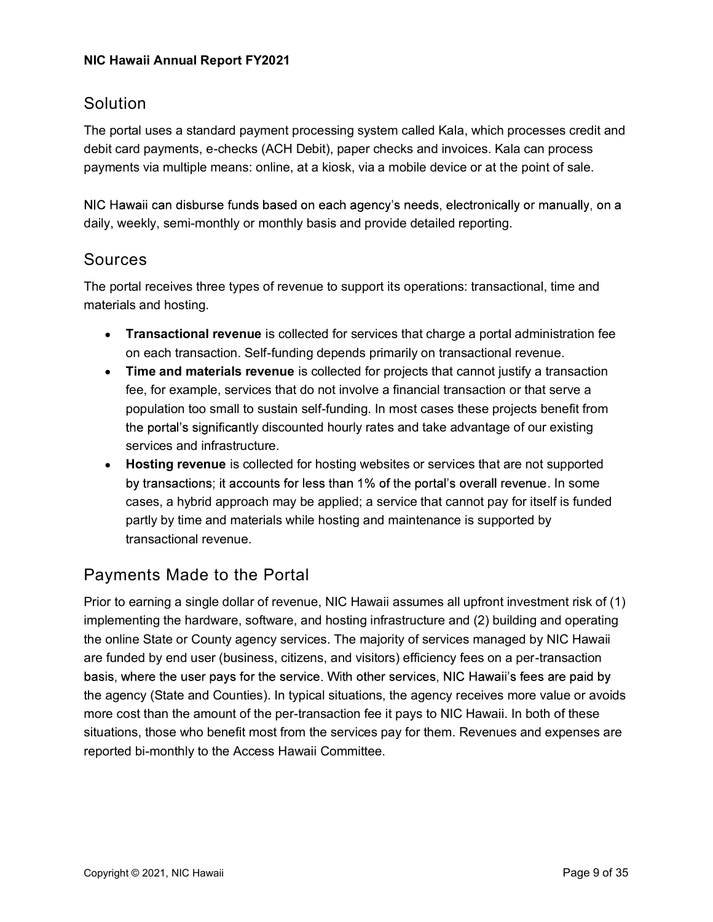## Solution

The portal uses a standard payment processing system called Kala, which processes credit and debit card payments, e-checks (ACH Debit), paper checks and invoices. Kala can process payments via multiple means: online, at a kiosk, via a mobile device or at the point of sale.

NIC Hawaii can disburse funds based on each agency's needs, electronically or manually, on a daily, weekly, semi-monthly or monthly basis and provide detailed reporting.

## Sources

The portal receives three types of revenue to support its operations: transactional, time and materials and hosting.

- **Transactional revenue** is collected for services that charge a portal administration fee on each transaction. Self-funding depends primarily on transactional revenue.
- **Time and materials revenue** is collected for projects that cannot justify a transaction fee, for example, services that do not involve a financial transaction or that serve a population too small to sustain self-funding. In most cases these projects benefit from the portal's significantly discounted hourly rates and take advantage of our existing services and infrastructure.
- **Hosting revenue** is collected for hosting websites or services that are not supported by transactions; it accounts for less than 1% of the portal's overall revenue. In some cases, a hybrid approach may be applied; a service that cannot pay for itself is funded partly by time and materials while hosting and maintenance is supported by transactional revenue.

## Payments Made to the Portal

Prior to earning a single dollar of revenue, NIC Hawaii assumes all upfront investment risk of (1) implementing the hardware, software, and hosting infrastructure and (2) building and operating the online State or County agency services. The majority of services managed by NIC Hawaii are funded by end user (business, citizens, and visitors) efficiency fees on a per-transaction basis, where the user pays for the service. With other services, NIC Hawaii's fees are paid by the agency (State and Counties). In typical situations, the agency receives more value or avoids more cost than the amount of the per-transaction fee it pays to NIC Hawaii. In both of these situations, those who benefit most from the services pay for them. Revenues and expenses are reported bi-monthly to the Access Hawaii Committee.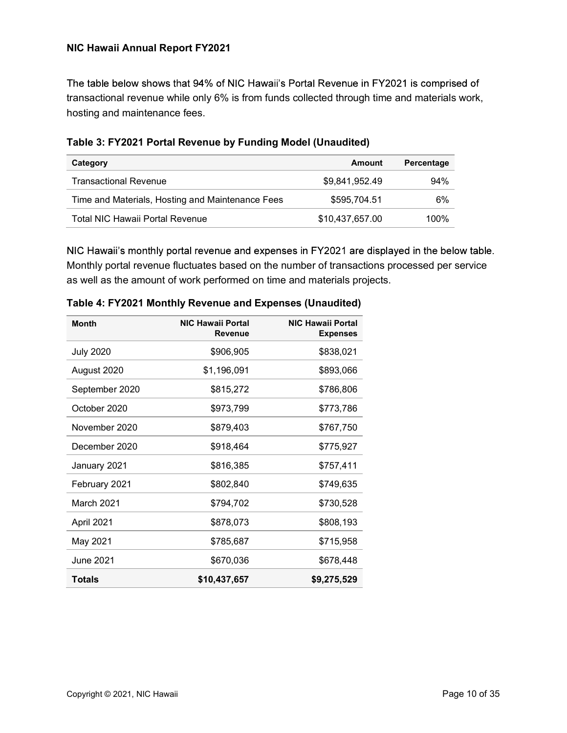The table below shows that 94% of NIC Hawaii's Portal Revenue in FY2021 is comprised of transactional revenue while only 6% is from funds collected through time and materials work, hosting and maintenance fees.

**Table 3: FY2021 Portal Revenue by Funding Model (Unaudited)**

| Category | Amount | Percentage |
|---|---:|---:|
| Transactional Revenue | $9,841,952.49 | 94% |
| Time and Materials, Hosting and Maintenance Fees | $595,704.51 | 6% |
| Total NIC Hawaii Portal Revenue | $10,437,657.00 | 100% |

NIC Hawaii's monthly portal revenue and expenses in FY2021 are displayed in the below table. Monthly portal revenue fluctuates based on the number of transactions processed per service as well as the amount of work performed on time and materials projects.

**Table 4: FY2021 Monthly Revenue and Expenses (Unaudited)**

| Month | NIC Hawaii Portal Revenue | NIC Hawaii Portal Expenses |
|---|---:|---:|
| July 2020 | $906,905 | $838,021 |
| August 2020 | $1,196,091 | $893,066 |
| September 2020 | $815,272 | $786,806 |
| October 2020 | $973,799 | $773,786 |
| November 2020 | $879,403 | $767,750 |
| December 2020 | $918,464 | $775,927 |
| January 2021 | $816,385 | $757,411 |
| February 2021 | $802,840 | $749,635 |
| March 2021 | $794,702 | $730,528 |
| April 2021 | $878,073 | $808,193 |
| May 2021 | $785,687 | $715,958 |
| June 2021 | $670,036 | $678,448 |
| **Totals** | **$10,437,657** | **$9,275,529** |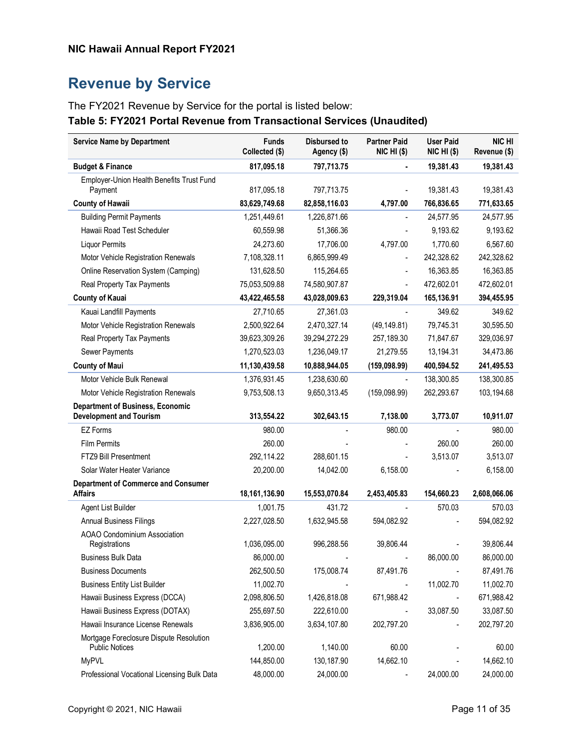## Revenue by Service

The FY2021 Revenue by Service for the portal is listed below:

**Table 5: FY2021 Portal Revenue from Transactional Services (Unaudited)**

| Service Name by Department | Funds Collected ($) | Disbursed to Agency ($) | Partner Paid NIC HI ($) | User Paid NIC HI ($) | NIC HI Revenue ($) |
|---|---|---|---|---|---|
| **Budget & Finance** | **817,095.18** | **797,713.75** | **-** | **19,381.43** | **19,381.43** |
| Employer-Union Health Benefits Trust Fund Payment | 817,095.18 | 797,713.75 | - | 19,381.43 | 19,381.43 |
| **County of Hawaii** | **83,629,749.68** | **82,858,116.03** | **4,797.00** | **766,836.65** | **771,633.65** |
| Building Permit Payments | 1,251,449.61 | 1,226,871.66 | - | 24,577.95 | 24,577.95 |
| Hawaii Road Test Scheduler | 60,559.98 | 51,366.36 | - | 9,193.62 | 9,193.62 |
| Liquor Permits | 24,273.60 | 17,706.00 | 4,797.00 | 1,770.60 | 6,567.60 |
| Motor Vehicle Registration Renewals | 7,108,328.11 | 6,865,999.49 | - | 242,328.62 | 242,328.62 |
| Online Reservation System (Camping) | 131,628.50 | 115,264.65 | - | 16,363.85 | 16,363.85 |
| Real Property Tax Payments | 75,053,509.88 | 74,580,907.87 | - | 472,602.01 | 472,602.01 |
| **County of Kauai** | **43,422,465.58** | **43,028,009.63** | **229,319.04** | **165,136.91** | **394,455.95** |
| Kauai Landfill Payments | 27,710.65 | 27,361.03 | - | 349.62 | 349.62 |
| Motor Vehicle Registration Renewals | 2,500,922.64 | 2,470,327.14 | (49,149.81) | 79,745.31 | 30,595.50 |
| Real Property Tax Payments | 39,623,309.26 | 39,294,272.29 | 257,189.30 | 71,847.67 | 329,036.97 |
| Sewer Payments | 1,270,523.03 | 1,236,049.17 | 21,279.55 | 13,194.31 | 34,473.86 |
| **County of Maui** | **11,130,439.58** | **10,888,944.05** | **(159,098.99)** | **400,594.52** | **241,495.53** |
| Motor Vehicle Bulk Renewal | 1,376,931.45 | 1,238,630.60 | - | 138,300.85 | 138,300.85 |
| Motor Vehicle Registration Renewals | 9,753,508.13 | 9,650,313.45 | (159,098.99) | 262,293.67 | 103,194.68 |
| **Department of Business, Economic Development and Tourism** | **313,554.22** | **302,643.15** | **7,138.00** | **3,773.07** | **10,911.07** |
| EZ Forms | 980.00 | - | 980.00 | - | 980.00 |
| Film Permits | 260.00 | - | - | 260.00 | 260.00 |
| FTZ9 Bill Presentment | 292,114.22 | 288,601.15 | - | 3,513.07 | 3,513.07 |
| Solar Water Heater Variance | 20,200.00 | 14,042.00 | 6,158.00 | - | 6,158.00 |
| **Department of Commerce and Consumer Affairs** | **18,161,136.90** | **15,553,070.84** | **2,453,405.83** | **154,660.23** | **2,608,066.06** |
| Agent List Builder | 1,001.75 | 431.72 | - | 570.03 | 570.03 |
| Annual Business Filings | 2,227,028.50 | 1,632,945.58 | 594,082.92 | - | 594,082.92 |
| AOAO Condominium Association Registrations | 1,036,095.00 | 996,288.56 | 39,806.44 | - | 39,806.44 |
| Business Bulk Data | 86,000.00 | - | - | 86,000.00 | 86,000.00 |
| Business Documents | 262,500.50 | 175,008.74 | 87,491.76 | - | 87,491.76 |
| Business Entity List Builder | 11,002.70 | - | - | 11,002.70 | 11,002.70 |
| Hawaii Business Express (DCCA) | 2,098,806.50 | 1,426,818.08 | 671,988.42 | - | 671,988.42 |
| Hawaii Business Express (DOTAX) | 255,697.50 | 222,610.00 | - | 33,087.50 | 33,087.50 |
| Hawaii Insurance License Renewals | 3,836,905.00 | 3,634,107.80 | 202,797.20 | - | 202,797.20 |
| Mortgage Foreclosure Dispute Resolution Public Notices | 1,200.00 | 1,140.00 | 60.00 | - | 60.00 |
| MyPVL | 144,850.00 | 130,187.90 | 14,662.10 | - | 14,662.10 |
| Professional Vocational Licensing Bulk Data | 48,000.00 | 24,000.00 | - | 24,000.00 | 24,000.00 |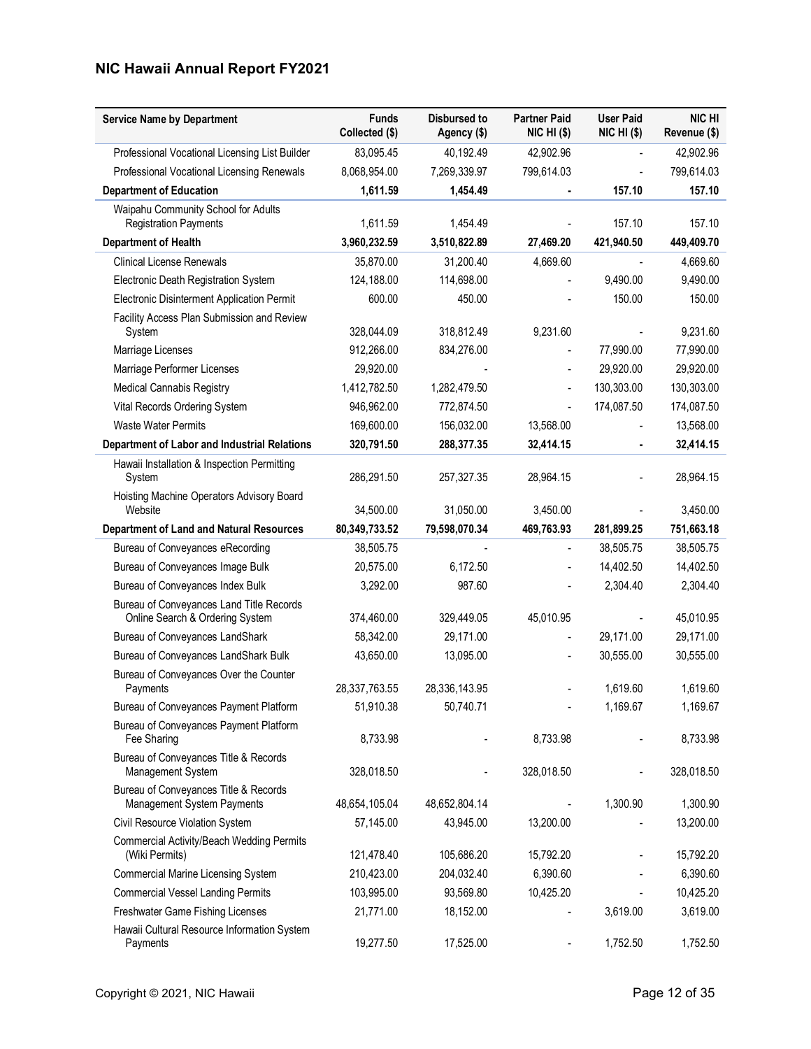## NIC Hawaii Annual Report FY2021

| Service Name by Department | Funds Collected ($) | Disbursed to Agency ($) | Partner Paid NIC HI ($) | User Paid NIC HI ($) | NIC HI Revenue ($) |
|---|---|---|---|---|---|
| Professional Vocational Licensing List Builder | 83,095.45 | 40,192.49 | 42,902.96 | - | 42,902.96 |
| Professional Vocational Licensing Renewals | 8,068,954.00 | 7,269,339.97 | 799,614.03 | - | 799,614.03 |
| **Department of Education** | **1,611.59** | **1,454.49** | **-** | **157.10** | **157.10** |
| Waipahu Community School for Adults Registration Payments | 1,611.59 | 1,454.49 | - | 157.10 | 157.10 |
| **Department of Health** | **3,960,232.59** | **3,510,822.89** | **27,469.20** | **421,940.50** | **449,409.70** |
| Clinical License Renewals | 35,870.00 | 31,200.40 | 4,669.60 | - | 4,669.60 |
| Electronic Death Registration System | 124,188.00 | 114,698.00 | - | 9,490.00 | 9,490.00 |
| Electronic Disinterment Application Permit | 600.00 | 450.00 | - | 150.00 | 150.00 |
| Facility Access Plan Submission and Review System | 328,044.09 | 318,812.49 | 9,231.60 | - | 9,231.60 |
| Marriage Licenses | 912,266.00 | 834,276.00 | - | 77,990.00 | 77,990.00 |
| Marriage Performer Licenses | 29,920.00 | - | - | 29,920.00 | 29,920.00 |
| Medical Cannabis Registry | 1,412,782.50 | 1,282,479.50 | - | 130,303.00 | 130,303.00 |
| Vital Records Ordering System | 946,962.00 | 772,874.50 | - | 174,087.50 | 174,087.50 |
| Waste Water Permits | 169,600.00 | 156,032.00 | 13,568.00 | - | 13,568.00 |
| **Department of Labor and Industrial Relations** | **320,791.50** | **288,377.35** | **32,414.15** | **-** | **32,414.15** |
| Hawaii Installation & Inspection Permitting System | 286,291.50 | 257,327.35 | 28,964.15 | - | 28,964.15 |
| Hoisting Machine Operators Advisory Board Website | 34,500.00 | 31,050.00 | 3,450.00 | - | 3,450.00 |
| **Department of Land and Natural Resources** | **80,349,733.52** | **79,598,070.34** | **469,763.93** | **281,899.25** | **751,663.18** |
| Bureau of Conveyances eRecording | 38,505.75 | - | - | 38,505.75 | 38,505.75 |
| Bureau of Conveyances Image Bulk | 20,575.00 | 6,172.50 | - | 14,402.50 | 14,402.50 |
| Bureau of Conveyances Index Bulk | 3,292.00 | 987.60 | - | 2,304.40 | 2,304.40 |
| Bureau of Conveyances Land Title Records Online Search & Ordering System | 374,460.00 | 329,449.05 | 45,010.95 | - | 45,010.95 |
| Bureau of Conveyances LandShark | 58,342.00 | 29,171.00 | - | 29,171.00 | 29,171.00 |
| Bureau of Conveyances LandShark Bulk | 43,650.00 | 13,095.00 | - | 30,555.00 | 30,555.00 |
| Bureau of Conveyances Over the Counter Payments | 28,337,763.55 | 28,336,143.95 | - | 1,619.60 | 1,619.60 |
| Bureau of Conveyances Payment Platform | 51,910.38 | 50,740.71 | - | 1,169.67 | 1,169.67 |
| Bureau of Conveyances Payment Platform Fee Sharing | 8,733.98 | - | 8,733.98 | - | 8,733.98 |
| Bureau of Conveyances Title & Records Management System | 328,018.50 | - | 328,018.50 | - | 328,018.50 |
| Bureau of Conveyances Title & Records Management System Payments | 48,654,105.04 | 48,652,804.14 | - | 1,300.90 | 1,300.90 |
| Civil Resource Violation System | 57,145.00 | 43,945.00 | 13,200.00 | - | 13,200.00 |
| Commercial Activity/Beach Wedding Permits (Wiki Permits) | 121,478.40 | 105,686.20 | 15,792.20 | - | 15,792.20 |
| Commercial Marine Licensing System | 210,423.00 | 204,032.40 | 6,390.60 | - | 6,390.60 |
| Commercial Vessel Landing Permits | 103,995.00 | 93,569.80 | 10,425.20 | - | 10,425.20 |
| Freshwater Game Fishing Licenses | 21,771.00 | 18,152.00 | - | 3,619.00 | 3,619.00 |
| Hawaii Cultural Resource Information System Payments | 19,277.50 | 17,525.00 | - | 1,752.50 | 1,752.50 |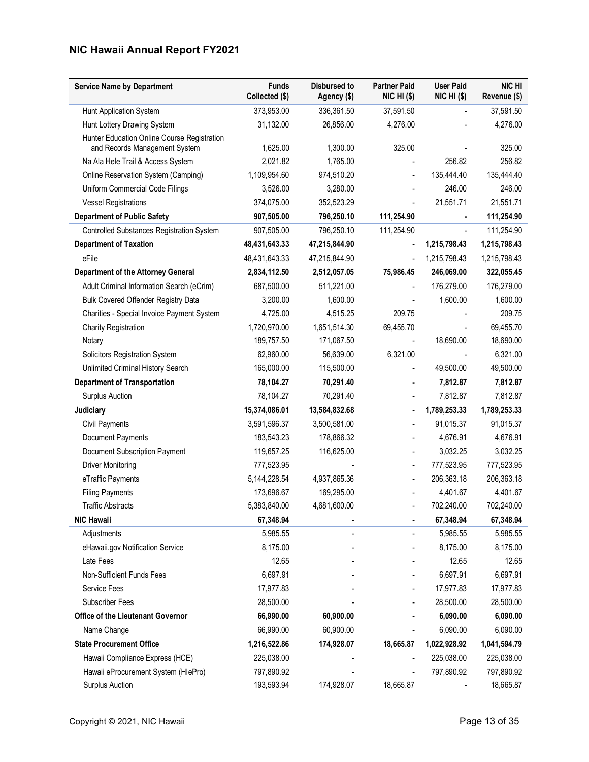## NIC Hawaii Annual Report FY2021

| Service Name by Department | Funds Collected ($) | Disbursed to Agency ($) | Partner Paid NIC HI ($) | User Paid NIC HI ($) | NIC HI Revenue ($) |
|---|---|---|---|---|---|
| Hunt Application System | 373,953.00 | 336,361.50 | 37,591.50 | - | 37,591.50 |
| Hunt Lottery Drawing System | 31,132.00 | 26,856.00 | 4,276.00 | - | 4,276.00 |
| Hunter Education Online Course Registration and Records Management System | 1,625.00 | 1,300.00 | 325.00 | - | 325.00 |
| Na Ala Hele Trail & Access System | 2,021.82 | 1,765.00 | - | 256.82 | 256.82 |
| Online Reservation System (Camping) | 1,109,954.60 | 974,510.20 | - | 135,444.40 | 135,444.40 |
| Uniform Commercial Code Filings | 3,526.00 | 3,280.00 | - | 246.00 | 246.00 |
| Vessel Registrations | 374,075.00 | 352,523.29 | - | 21,551.71 | 21,551.71 |
| **Department of Public Safety** | **907,505.00** | **796,250.10** | **111,254.90** | **-** | **111,254.90** |
| Controlled Substances Registration System | 907,505.00 | 796,250.10 | 111,254.90 | - | 111,254.90 |
| **Department of Taxation** | **48,431,643.33** | **47,215,844.90** | **-** | **1,215,798.43** | **1,215,798.43** |
| eFile | 48,431,643.33 | 47,215,844.90 | - | 1,215,798.43 | 1,215,798.43 |
| **Department of the Attorney General** | **2,834,112.50** | **2,512,057.05** | **75,986.45** | **246,069.00** | **322,055.45** |
| Adult Criminal Information Search (eCrim) | 687,500.00 | 511,221.00 | - | 176,279.00 | 176,279.00 |
| Bulk Covered Offender Registry Data | 3,200.00 | 1,600.00 | - | 1,600.00 | 1,600.00 |
| Charities - Special Invoice Payment System | 4,725.00 | 4,515.25 | 209.75 | - | 209.75 |
| Charity Registration | 1,720,970.00 | 1,651,514.30 | 69,455.70 | - | 69,455.70 |
| Notary | 189,757.50 | 171,067.50 | - | 18,690.00 | 18,690.00 |
| Solicitors Registration System | 62,960.00 | 56,639.00 | 6,321.00 | - | 6,321.00 |
| Unlimited Criminal History Search | 165,000.00 | 115,500.00 | - | 49,500.00 | 49,500.00 |
| **Department of Transportation** | **78,104.27** | **70,291.40** | **-** | **7,812.87** | **7,812.87** |
| Surplus Auction | 78,104.27 | 70,291.40 | - | 7,812.87 | 7,812.87 |
| **Judiciary** | **15,374,086.01** | **13,584,832.68** | **-** | **1,789,253.33** | **1,789,253.33** |
| Civil Payments | 3,591,596.37 | 3,500,581.00 | - | 91,015.37 | 91,015.37 |
| Document Payments | 183,543.23 | 178,866.32 | - | 4,676.91 | 4,676.91 |
| Document Subscription Payment | 119,657.25 | 116,625.00 | - | 3,032.25 | 3,032.25 |
| Driver Monitoring | 777,523.95 | - | - | 777,523.95 | 777,523.95 |
| eTraffic Payments | 5,144,228.54 | 4,937,865.36 | - | 206,363.18 | 206,363.18 |
| Filing Payments | 173,696.67 | 169,295.00 | - | 4,401.67 | 4,401.67 |
| Traffic Abstracts | 5,383,840.00 | 4,681,600.00 | - | 702,240.00 | 702,240.00 |
| **NIC Hawaii** | **67,348.94** | **-** | **-** | **67,348.94** | **67,348.94** |
| Adjustments | 5,985.55 | - | - | 5,985.55 | 5,985.55 |
| eHawaii.gov Notification Service | 8,175.00 | - | - | 8,175.00 | 8,175.00 |
| Late Fees | 12.65 | - | - | 12.65 | 12.65 |
| Non-Sufficient Funds Fees | 6,697.91 | - | - | 6,697.91 | 6,697.91 |
| Service Fees | 17,977.83 | - | - | 17,977.83 | 17,977.83 |
| Subscriber Fees | 28,500.00 | - | - | 28,500.00 | 28,500.00 |
| **Office of the Lieutenant Governor** | **66,990.00** | **60,900.00** | **-** | **6,090.00** | **6,090.00** |
| Name Change | 66,990.00 | 60,900.00 | - | 6,090.00 | 6,090.00 |
| **State Procurement Office** | **1,216,522.86** | **174,928.07** | **18,665.87** | **1,022,928.92** | **1,041,594.79** |
| Hawaii Compliance Express (HCE) | 225,038.00 | - | - | 225,038.00 | 225,038.00 |
| Hawaii eProcurement System (HIePro) | 797,890.92 | - | - | 797,890.92 | 797,890.92 |
| Surplus Auction | 193,593.94 | 174,928.07 | 18,665.87 | - | 18,665.87 |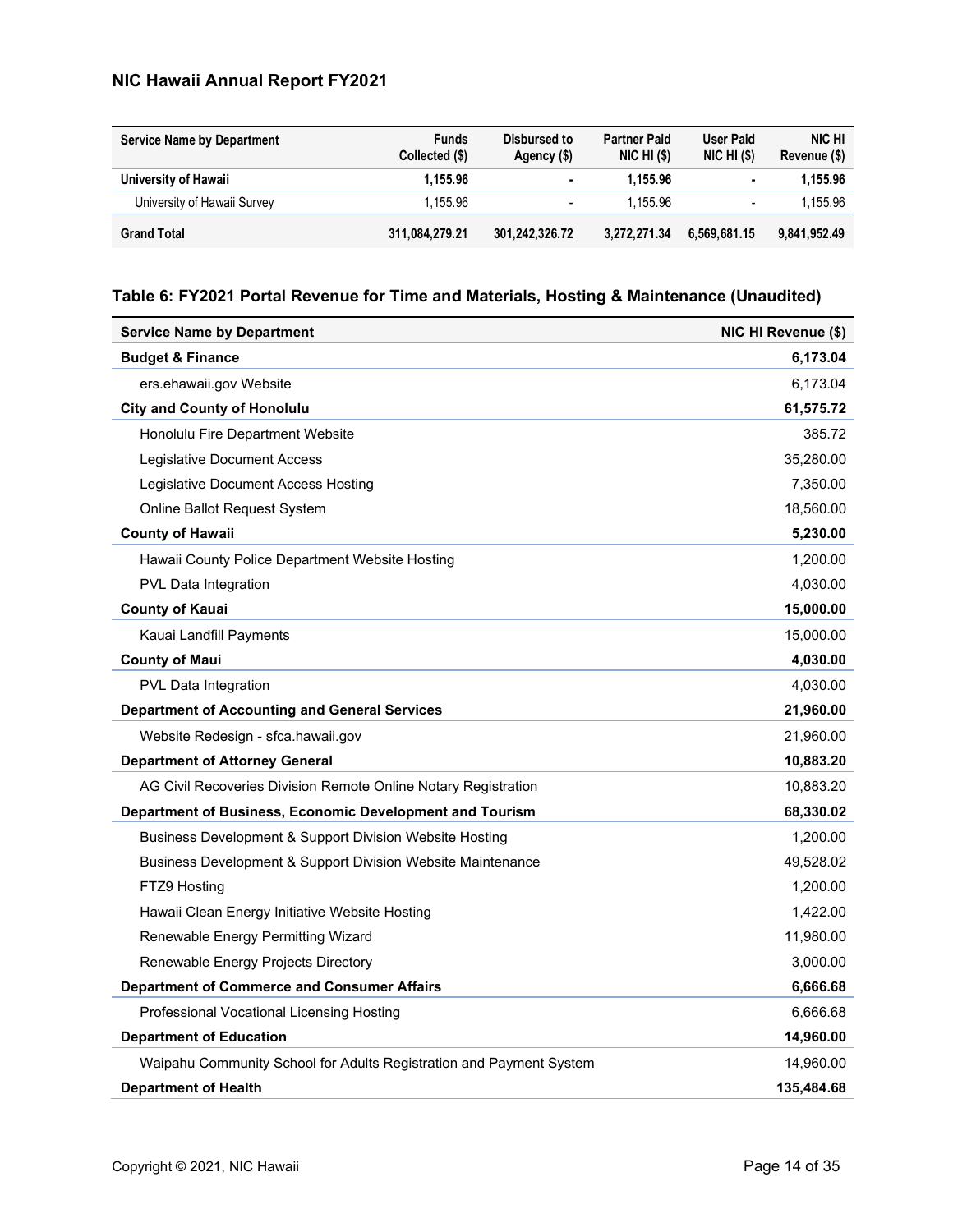## NIC Hawaii Annual Report FY2021

| Service Name by Department | Funds Collected ($) | Disbursed to Agency ($) | Partner Paid NIC HI ($) | User Paid NIC HI ($) | NIC HI Revenue ($) |
|---|---|---|---|---|---|
| **University of Hawaii** | **1,155.96** | **-** | **1,155.96** | **-** | **1,155.96** |
| University of Hawaii Survey | 1,155.96 | - | 1,155.96 | - | 1,155.96 |
| **Grand Total** | **311,084,279.21** | **301,242,326.72** | **3,272,271.34** | **6,569,681.15** | **9,841,952.49** |

### Table 6: FY2021 Portal Revenue for Time and Materials, Hosting & Maintenance (Unaudited)

| Service Name by Department | NIC HI Revenue ($) |
|---|---|
| **Budget & Finance** | **6,173.04** |
| ers.ehawaii.gov Website | 6,173.04 |
| **City and County of Honolulu** | **61,575.72** |
| Honolulu Fire Department Website | 385.72 |
| Legislative Document Access | 35,280.00 |
| Legislative Document Access Hosting | 7,350.00 |
| Online Ballot Request System | 18,560.00 |
| **County of Hawaii** | **5,230.00** |
| Hawaii County Police Department Website Hosting | 1,200.00 |
| PVL Data Integration | 4,030.00 |
| **County of Kauai** | **15,000.00** |
| Kauai Landfill Payments | 15,000.00 |
| **County of Maui** | **4,030.00** |
| PVL Data Integration | 4,030.00 |
| **Department of Accounting and General Services** | **21,960.00** |
| Website Redesign - sfca.hawaii.gov | 21,960.00 |
| **Department of Attorney General** | **10,883.20** |
| AG Civil Recoveries Division Remote Online Notary Registration | 10,883.20 |
| **Department of Business, Economic Development and Tourism** | **68,330.02** |
| Business Development & Support Division Website Hosting | 1,200.00 |
| Business Development & Support Division Website Maintenance | 49,528.02 |
| FTZ9 Hosting | 1,200.00 |
| Hawaii Clean Energy Initiative Website Hosting | 1,422.00 |
| Renewable Energy Permitting Wizard | 11,980.00 |
| Renewable Energy Projects Directory | 3,000.00 |
| **Department of Commerce and Consumer Affairs** | **6,666.68** |
| Professional Vocational Licensing Hosting | 6,666.68 |
| **Department of Education** | **14,960.00** |
| Waipahu Community School for Adults Registration and Payment System | 14,960.00 |
| **Department of Health** | **135,484.68** |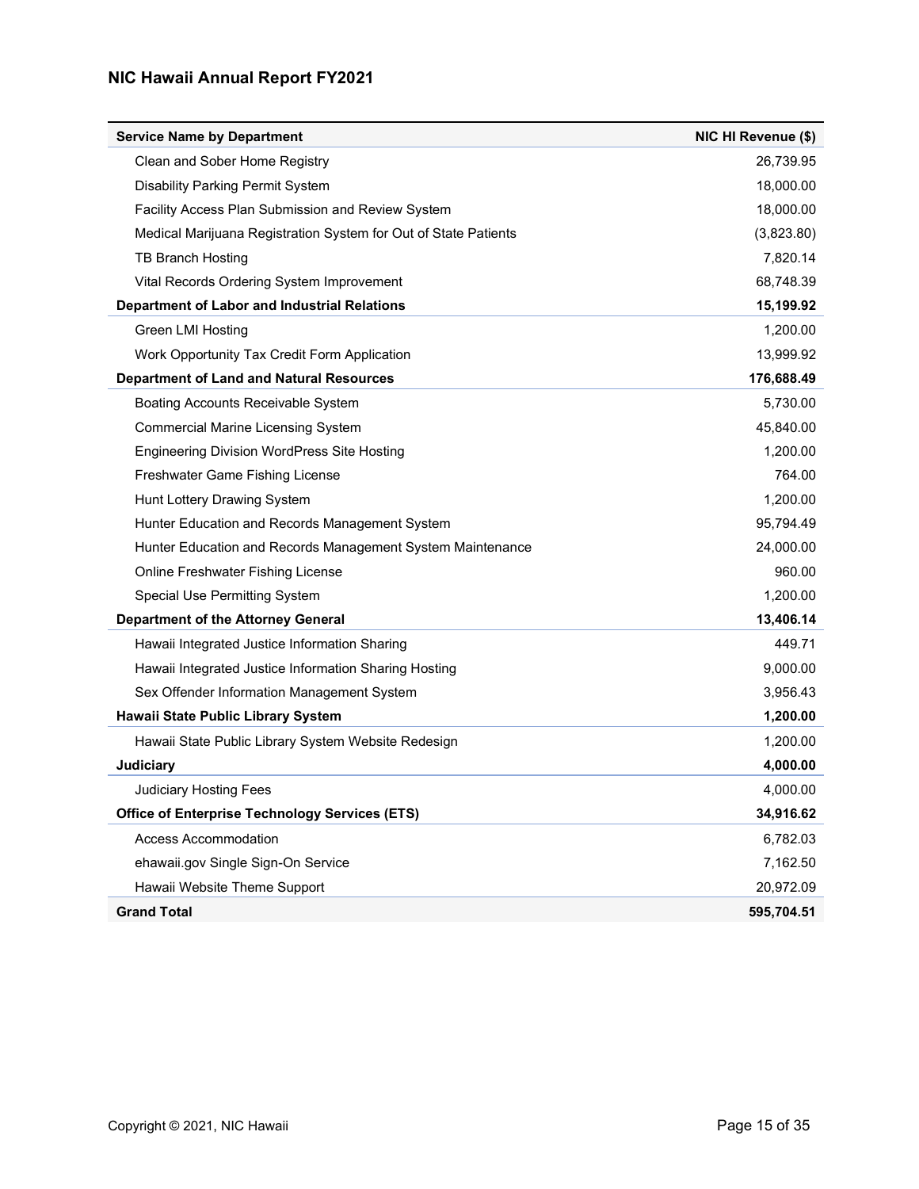| Service Name by Department | NIC HI Revenue ($) |
|---|---|
| Clean and Sober Home Registry | 26,739.95 |
| Disability Parking Permit System | 18,000.00 |
| Facility Access Plan Submission and Review System | 18,000.00 |
| Medical Marijuana Registration System for Out of State Patients | (3,823.80) |
| TB Branch Hosting | 7,820.14 |
| Vital Records Ordering System Improvement | 68,748.39 |
| **Department of Labor and Industrial Relations** | **15,199.92** |
| Green LMI Hosting | 1,200.00 |
| Work Opportunity Tax Credit Form Application | 13,999.92 |
| **Department of Land and Natural Resources** | **176,688.49** |
| Boating Accounts Receivable System | 5,730.00 |
| Commercial Marine Licensing System | 45,840.00 |
| Engineering Division WordPress Site Hosting | 1,200.00 |
| Freshwater Game Fishing License | 764.00 |
| Hunt Lottery Drawing System | 1,200.00 |
| Hunter Education and Records Management System | 95,794.49 |
| Hunter Education and Records Management System Maintenance | 24,000.00 |
| Online Freshwater Fishing License | 960.00 |
| Special Use Permitting System | 1,200.00 |
| **Department of the Attorney General** | **13,406.14** |
| Hawaii Integrated Justice Information Sharing | 449.71 |
| Hawaii Integrated Justice Information Sharing Hosting | 9,000.00 |
| Sex Offender Information Management System | 3,956.43 |
| **Hawaii State Public Library System** | **1,200.00** |
| Hawaii State Public Library System Website Redesign | 1,200.00 |
| **Judiciary** | **4,000.00** |
| Judiciary Hosting Fees | 4,000.00 |
| **Office of Enterprise Technology Services (ETS)** | **34,916.62** |
| Access Accommodation | 6,782.03 |
| ehawaii.gov Single Sign-On Service | 7,162.50 |
| Hawaii Website Theme Support | 20,972.09 |
| **Grand Total** | **595,704.51** |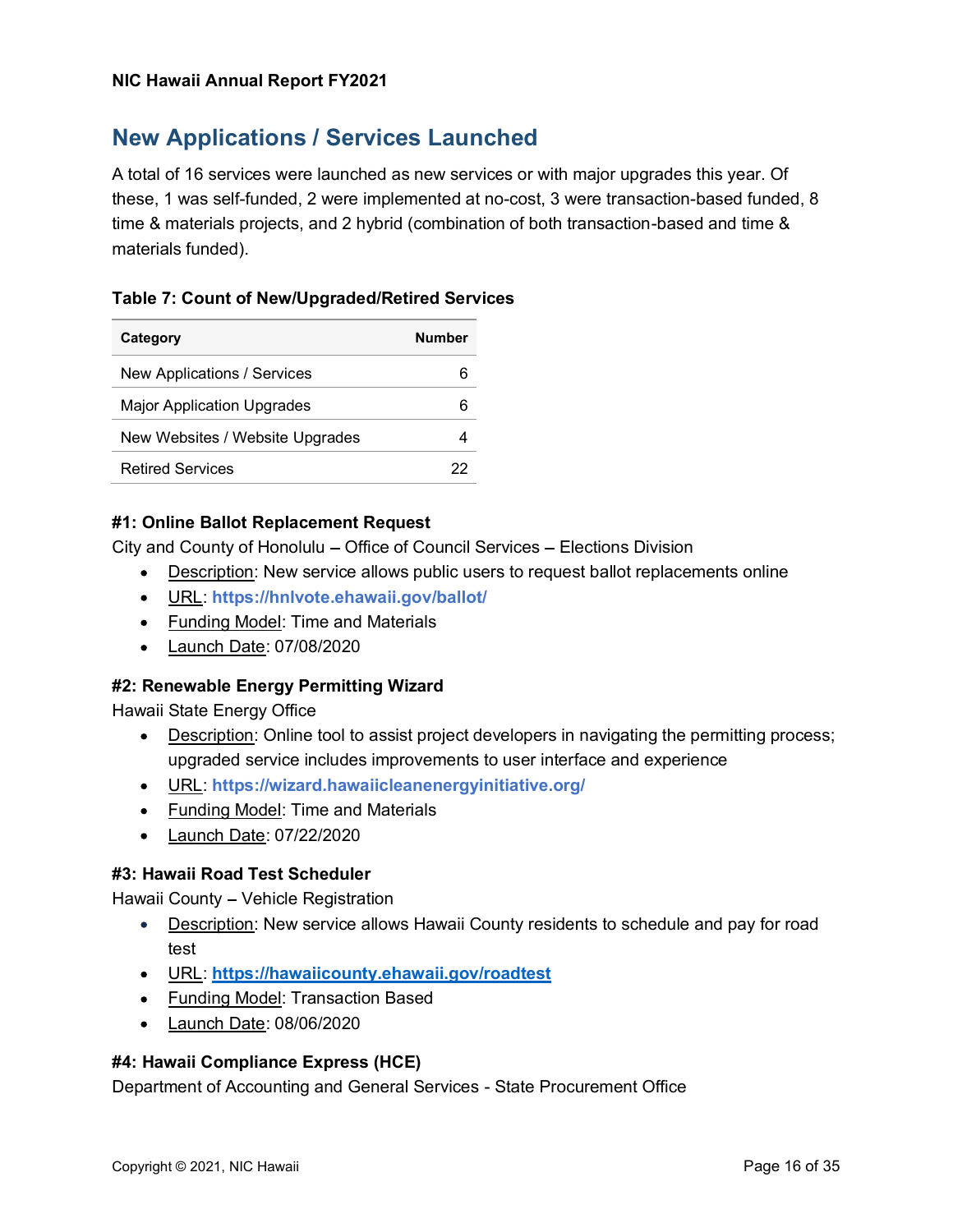## New Applications / Services Launched

A total of 16 services were launched as new services or with major upgrades this year. Of these, 1 was self-funded, 2 were implemented at no-cost, 3 were transaction-based funded, 8 time & materials projects, and 2 hybrid (combination of both transaction-based and time & materials funded).

**Table 7: Count of New/Upgraded/Retired Services**

| Category | Number |
|---|---|
| New Applications / Services | 6 |
| Major Application Upgrades | 6 |
| New Websites / Website Upgrades | 4 |
| Retired Services | 22 |

#### #1: Online Ballot Replacement Request

City and County of Honolulu – Office of Council Services – Elections Division

- Description: New service allows public users to request ballot replacements online
- URL: **https://hnlvote.ehawaii.gov/ballot/**
- Funding Model: Time and Materials
- Launch Date: 07/08/2020

#### #2: Renewable Energy Permitting Wizard

Hawaii State Energy Office

- Description: Online tool to assist project developers in navigating the permitting process; upgraded service includes improvements to user interface and experience
- URL: **https://wizard.hawaiicleanenergyinitiative.org/**
- Funding Model: Time and Materials
- Launch Date: 07/22/2020

#### #3: Hawaii Road Test Scheduler

Hawaii County – Vehicle Registration

- Description: New service allows Hawaii County residents to schedule and pay for road test
- URL: **https://hawaiicounty.ehawaii.gov/roadtest**
- Funding Model: Transaction Based
- Launch Date: 08/06/2020

#### #4: Hawaii Compliance Express (HCE)

Department of Accounting and General Services - State Procurement Office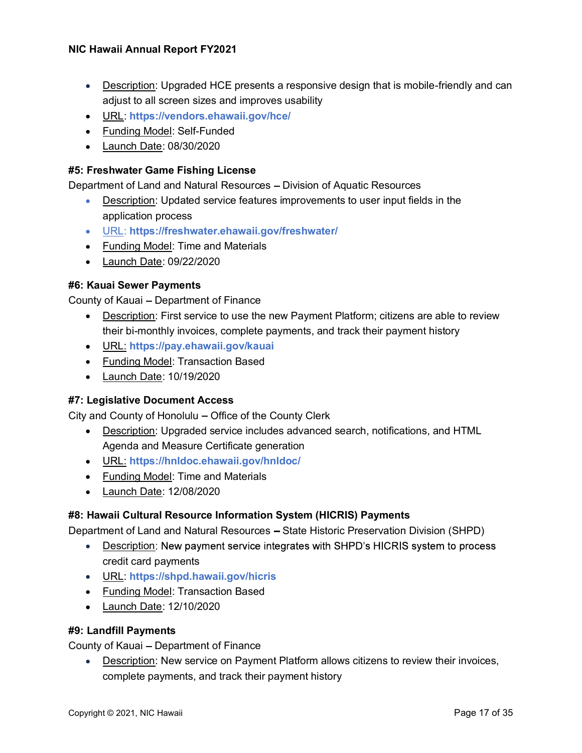- Description: Upgraded HCE presents a responsive design that is mobile-friendly and can adjust to all screen sizes and improves usability
- URL: **https://vendors.ehawaii.gov/hce/**
- Funding Model: Self-Funded
- Launch Date: 08/30/2020

#### #5: Freshwater Game Fishing License

Department of Land and Natural Resources – Division of Aquatic Resources

- Description: Updated service features improvements to user input fields in the application process
- URL: **https://freshwater.ehawaii.gov/freshwater/**
- Funding Model: Time and Materials
- Launch Date: 09/22/2020

#### #6: Kauai Sewer Payments

County of Kauai – Department of Finance

- Description: First service to use the new Payment Platform; citizens are able to review their bi-monthly invoices, complete payments, and track their payment history
- URL: **https://pay.ehawaii.gov/kauai**
- Funding Model: Transaction Based
- Launch Date: 10/19/2020

#### #7: Legislative Document Access

City and County of Honolulu – Office of the County Clerk

- Description: Upgraded service includes advanced search, notifications, and HTML Agenda and Measure Certificate generation
- URL: **https://hnldoc.ehawaii.gov/hnldoc/**
- Funding Model: Time and Materials
- Launch Date: 12/08/2020

#### #8: Hawaii Cultural Resource Information System (HICRIS) Payments

Department of Land and Natural Resources – State Historic Preservation Division (SHPD)

- Description: New payment service integrates with SHPD's HICRIS system to process credit card payments
- URL: **https://shpd.hawaii.gov/hicris**
- Funding Model: Transaction Based
- Launch Date: 12/10/2020

#### #9: Landfill Payments

County of Kauai – Department of Finance

- Description: New service on Payment Platform allows citizens to review their invoices, complete payments, and track their payment history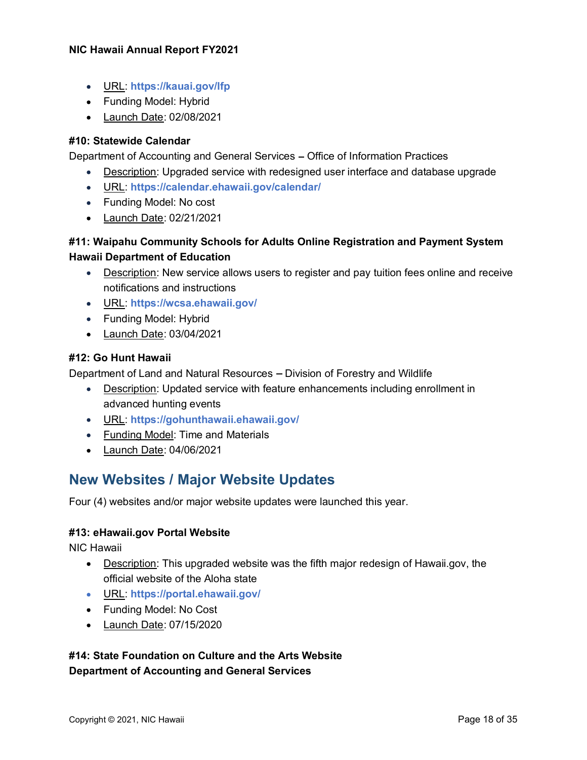- URL: **https://kauai.gov/lfp**
- Funding Model: Hybrid
- Launch Date: 02/08/2021

**#10: Statewide Calendar**

Department of Accounting and General Services – Office of Information Practices

- Description: Upgraded service with redesigned user interface and database upgrade
- URL: **https://calendar.ehawaii.gov/calendar/**
- Funding Model: No cost
- Launch Date: 02/21/2021

**#11: Waipahu Community Schools for Adults Online Registration and Payment System**
**Hawaii Department of Education**

- Description: New service allows users to register and pay tuition fees online and receive notifications and instructions
- URL: **https://wcsa.ehawaii.gov/**
- Funding Model: Hybrid
- Launch Date: 03/04/2021

**#12: Go Hunt Hawaii**

Department of Land and Natural Resources – Division of Forestry and Wildlife

- Description: Updated service with feature enhancements including enrollment in advanced hunting events
- URL: **https://gohunthawaii.ehawaii.gov/**
- Funding Model: Time and Materials
- Launch Date: 04/06/2021

## New Websites / Major Website Updates

Four (4) websites and/or major website updates were launched this year.

**#13: eHawaii.gov Portal Website**

NIC Hawaii

- Description: This upgraded website was the fifth major redesign of Hawaii.gov, the official website of the Aloha state
- URL: **https://portal.ehawaii.gov/**
- Funding Model: No Cost
- Launch Date: 07/15/2020

**#14: State Foundation on Culture and the Arts Website**
**Department of Accounting and General Services**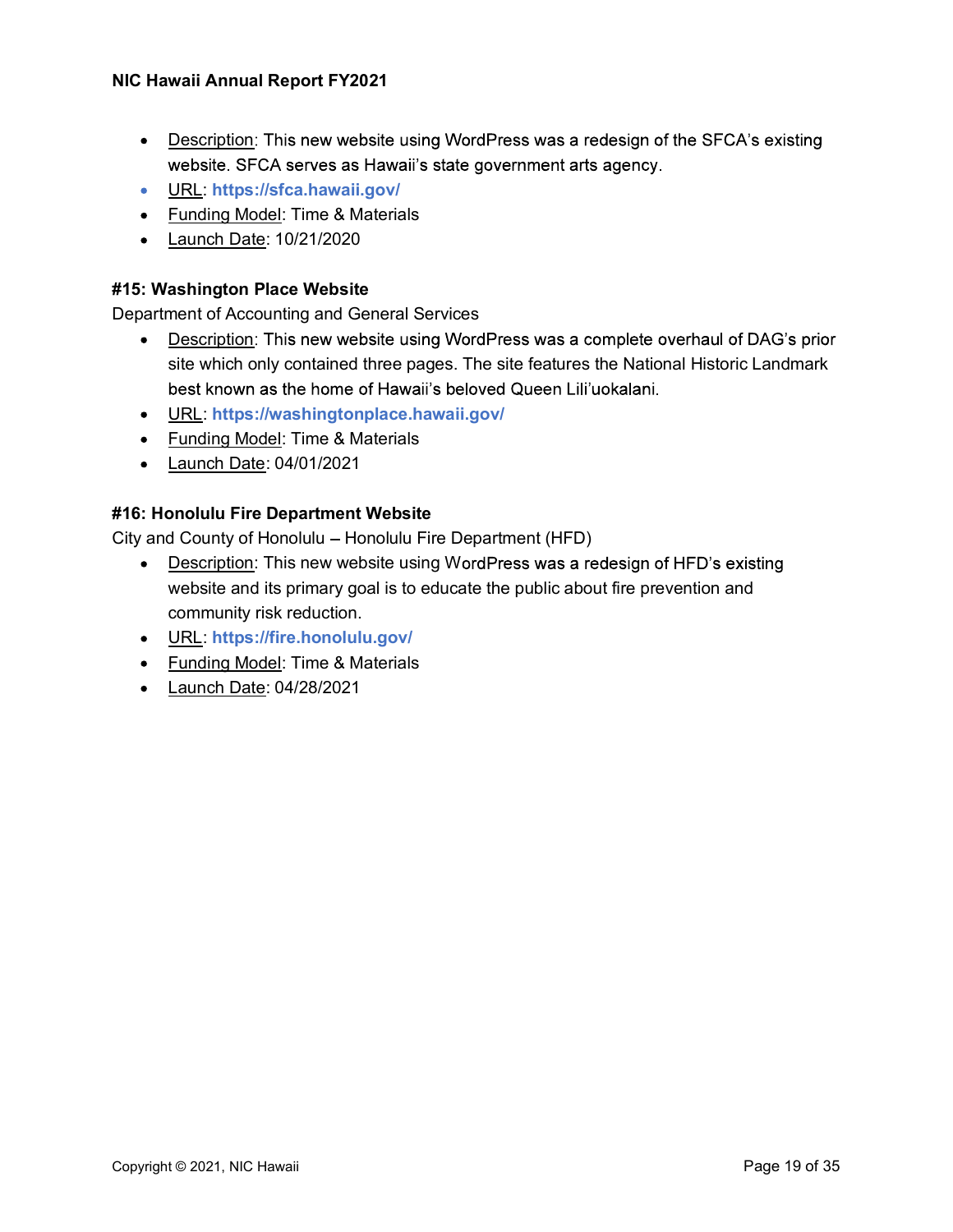- Description: This new website using WordPress was a redesign of the SFCA's existing website. SFCA serves as Hawaii's state government arts agency.
- URL: **https://sfca.hawaii.gov/**
- Funding Model: Time & Materials
- Launch Date: 10/21/2020

### #15: Washington Place Website

Department of Accounting and General Services

- Description: This new website using WordPress was a complete overhaul of DAG's prior site which only contained three pages. The site features the National Historic Landmark best known as the home of Hawaii's beloved Queen Lili'uokalani.
- URL: **https://washingtonplace.hawaii.gov/**
- Funding Model: Time & Materials
- Launch Date: 04/01/2021

### #16: Honolulu Fire Department Website

City and County of Honolulu – Honolulu Fire Department (HFD)

- Description: This new website using WordPress was a redesign of HFD's existing website and its primary goal is to educate the public about fire prevention and community risk reduction.
- URL: **https://fire.honolulu.gov/**
- Funding Model: Time & Materials
- Launch Date: 04/28/2021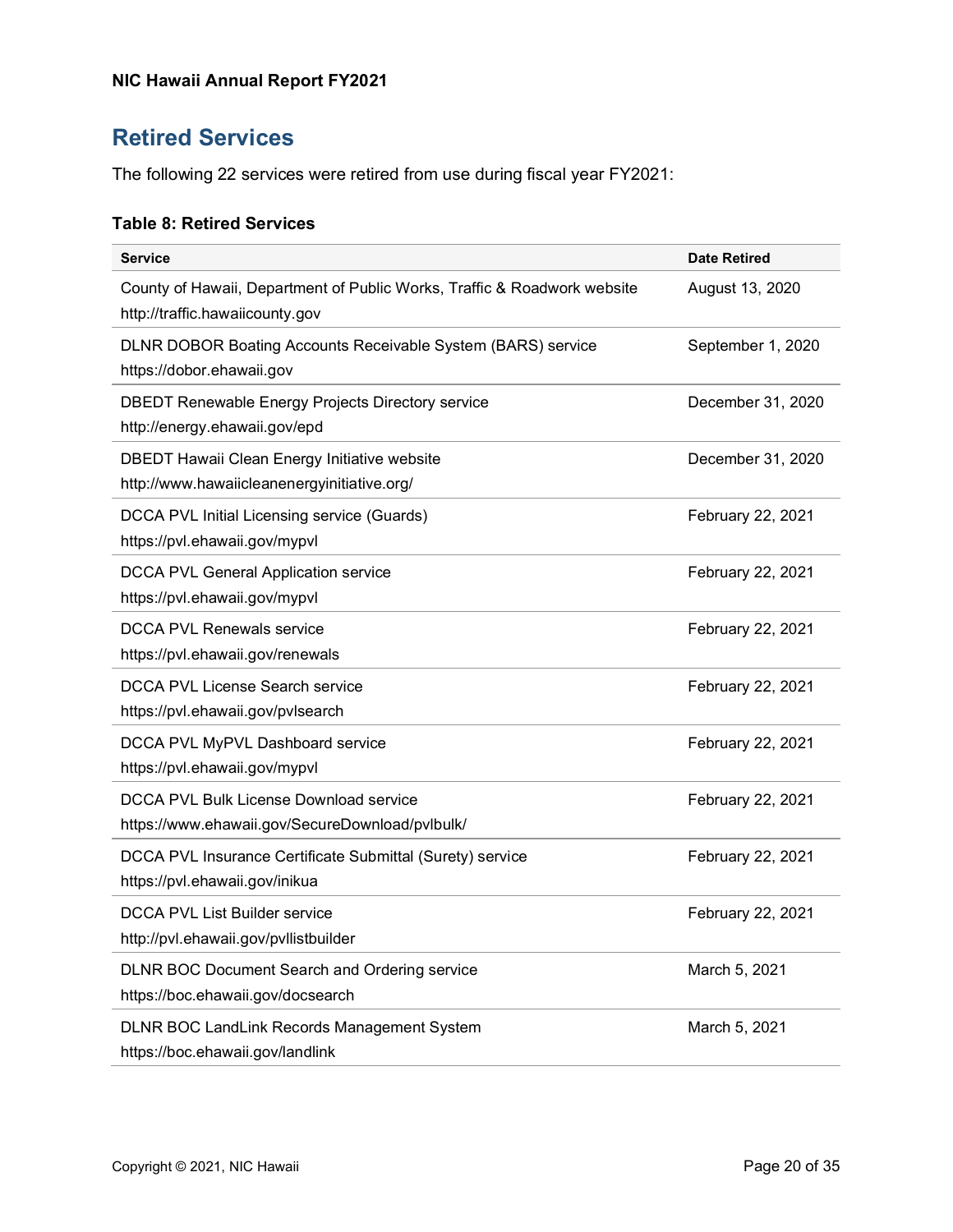## Retired Services

The following 22 services were retired from use during fiscal year FY2021:

**Table 8: Retired Services**

| Service | Date Retired |
|---|---|
| County of Hawaii, Department of Public Works, Traffic & Roadwork website http://traffic.hawaiicounty.gov | August 13, 2020 |
| DLNR DOBOR Boating Accounts Receivable System (BARS) service https://dobor.ehawaii.gov | September 1, 2020 |
| DBEDT Renewable Energy Projects Directory service http://energy.ehawaii.gov/epd | December 31, 2020 |
| DBEDT Hawaii Clean Energy Initiative website http://www.hawaiicleanenergyinitiative.org/ | December 31, 2020 |
| DCCA PVL Initial Licensing service (Guards) https://pvl.ehawaii.gov/mypvl | February 22, 2021 |
| DCCA PVL General Application service https://pvl.ehawaii.gov/mypvl | February 22, 2021 |
| DCCA PVL Renewals service https://pvl.ehawaii.gov/renewals | February 22, 2021 |
| DCCA PVL License Search service https://pvl.ehawaii.gov/pvlsearch | February 22, 2021 |
| DCCA PVL MyPVL Dashboard service https://pvl.ehawaii.gov/mypvl | February 22, 2021 |
| DCCA PVL Bulk License Download service https://www.ehawaii.gov/SecureDownload/pvlbulk/ | February 22, 2021 |
| DCCA PVL Insurance Certificate Submittal (Surety) service https://pvl.ehawaii.gov/inikua | February 22, 2021 |
| DCCA PVL List Builder service http://pvl.ehawaii.gov/pvllistbuilder | February 22, 2021 |
| DLNR BOC Document Search and Ordering service https://boc.ehawaii.gov/docsearch | March 5, 2021 |
| DLNR BOC LandLink Records Management System https://boc.ehawaii.gov/landlink | March 5, 2021 |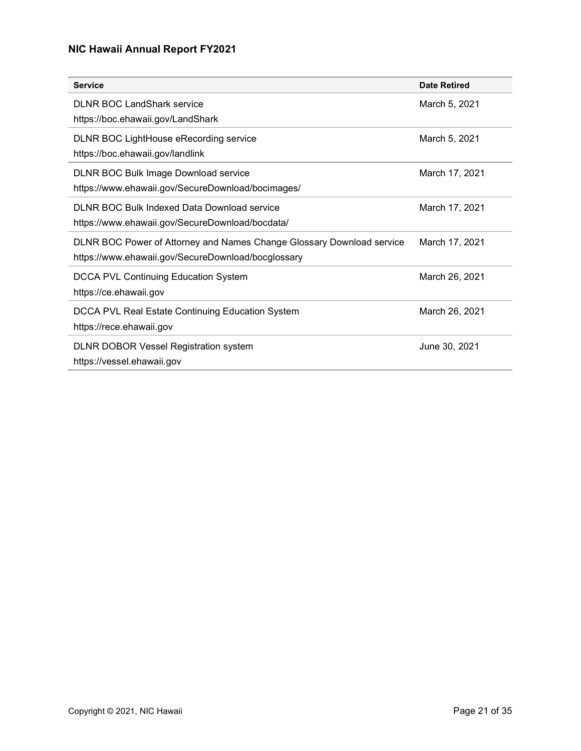| Service | Date Retired |
| --- | --- |
| DLNR BOC LandShark service<br>https://boc.ehawaii.gov/LandShark | March 5, 2021 |
| DLNR BOC LightHouse eRecording service<br>https://boc.ehawaii.gov/landlink | March 5, 2021 |
| DLNR BOC Bulk Image Download service<br>https://www.ehawaii.gov/SecureDownload/bocimages/ | March 17, 2021 |
| DLNR BOC Bulk Indexed Data Download service<br>https://www.ehawaii.gov/SecureDownload/bocdata/ | March 17, 2021 |
| DLNR BOC Power of Attorney and Names Change Glossary Download service<br>https://www.ehawaii.gov/SecureDownload/bocglossary | March 17, 2021 |
| DCCA PVL Continuing Education System<br>https://ce.ehawaii.gov | March 26, 2021 |
| DCCA PVL Real Estate Continuing Education System<br>https://rece.ehawaii.gov | March 26, 2021 |
| DLNR DOBOR Vessel Registration system<br>https://vessel.ehawaii.gov | June 30, 2021 |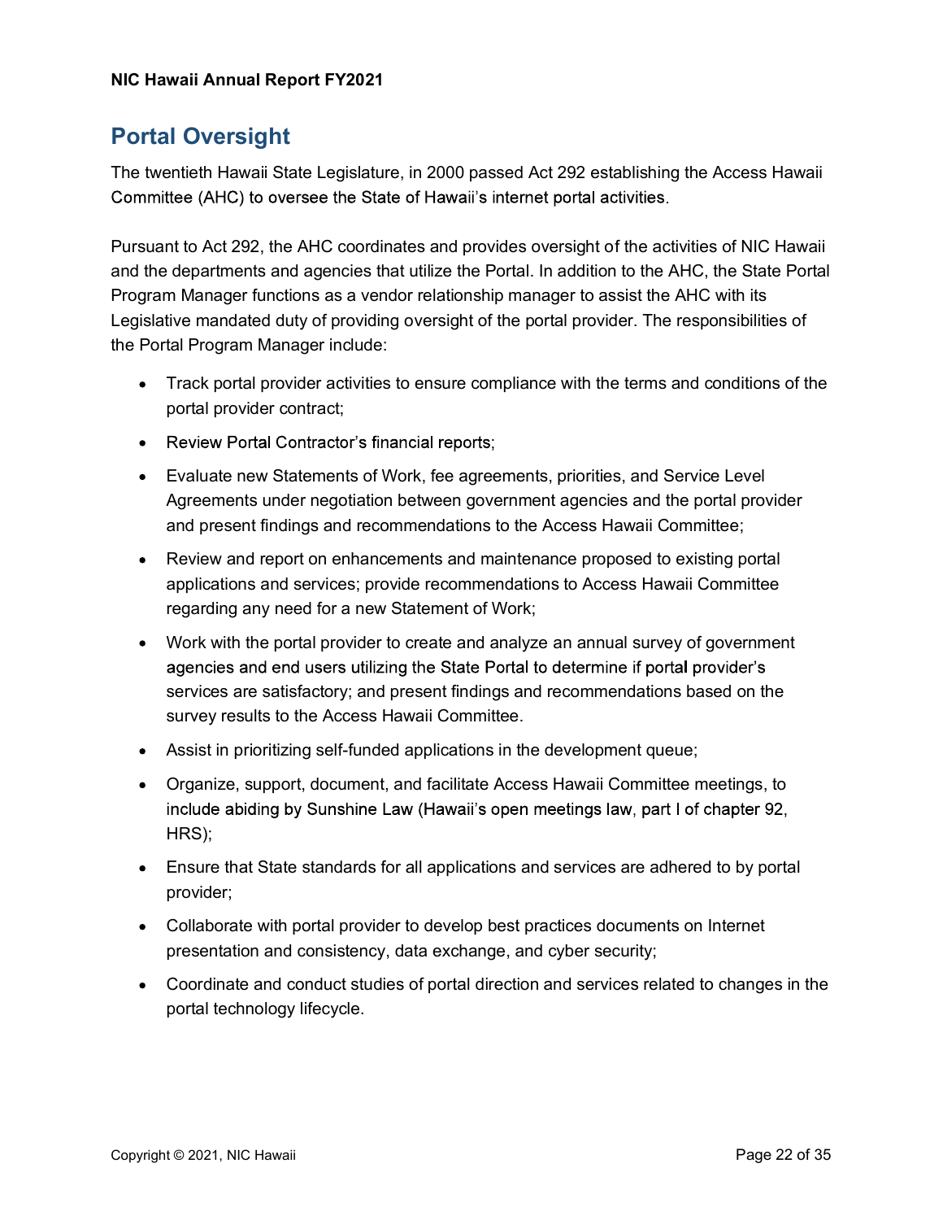## Portal Oversight

The twentieth Hawaii State Legislature, in 2000 passed Act 292 establishing the Access Hawaii Committee (AHC) to oversee the State of Hawaii's internet portal activities.

Pursuant to Act 292, the AHC coordinates and provides oversight of the activities of NIC Hawaii and the departments and agencies that utilize the Portal. In addition to the AHC, the State Portal Program Manager functions as a vendor relationship manager to assist the AHC with its Legislative mandated duty of providing oversight of the portal provider. The responsibilities of the Portal Program Manager include:

- Track portal provider activities to ensure compliance with the terms and conditions of the portal provider contract;
- Review Portal Contractor's financial reports;
- Evaluate new Statements of Work, fee agreements, priorities, and Service Level Agreements under negotiation between government agencies and the portal provider and present findings and recommendations to the Access Hawaii Committee;
- Review and report on enhancements and maintenance proposed to existing portal applications and services; provide recommendations to Access Hawaii Committee regarding any need for a new Statement of Work;
- Work with the portal provider to create and analyze an annual survey of government agencies and end users utilizing the State Portal to determine if portal provider's services are satisfactory; and present findings and recommendations based on the survey results to the Access Hawaii Committee.
- Assist in prioritizing self-funded applications in the development queue;
- Organize, support, document, and facilitate Access Hawaii Committee meetings, to include abiding by Sunshine Law (Hawaii's open meetings law, part I of chapter 92, HRS);
- Ensure that State standards for all applications and services are adhered to by portal provider;
- Collaborate with portal provider to develop best practices documents on Internet presentation and consistency, data exchange, and cyber security;
- Coordinate and conduct studies of portal direction and services related to changes in the portal technology lifecycle.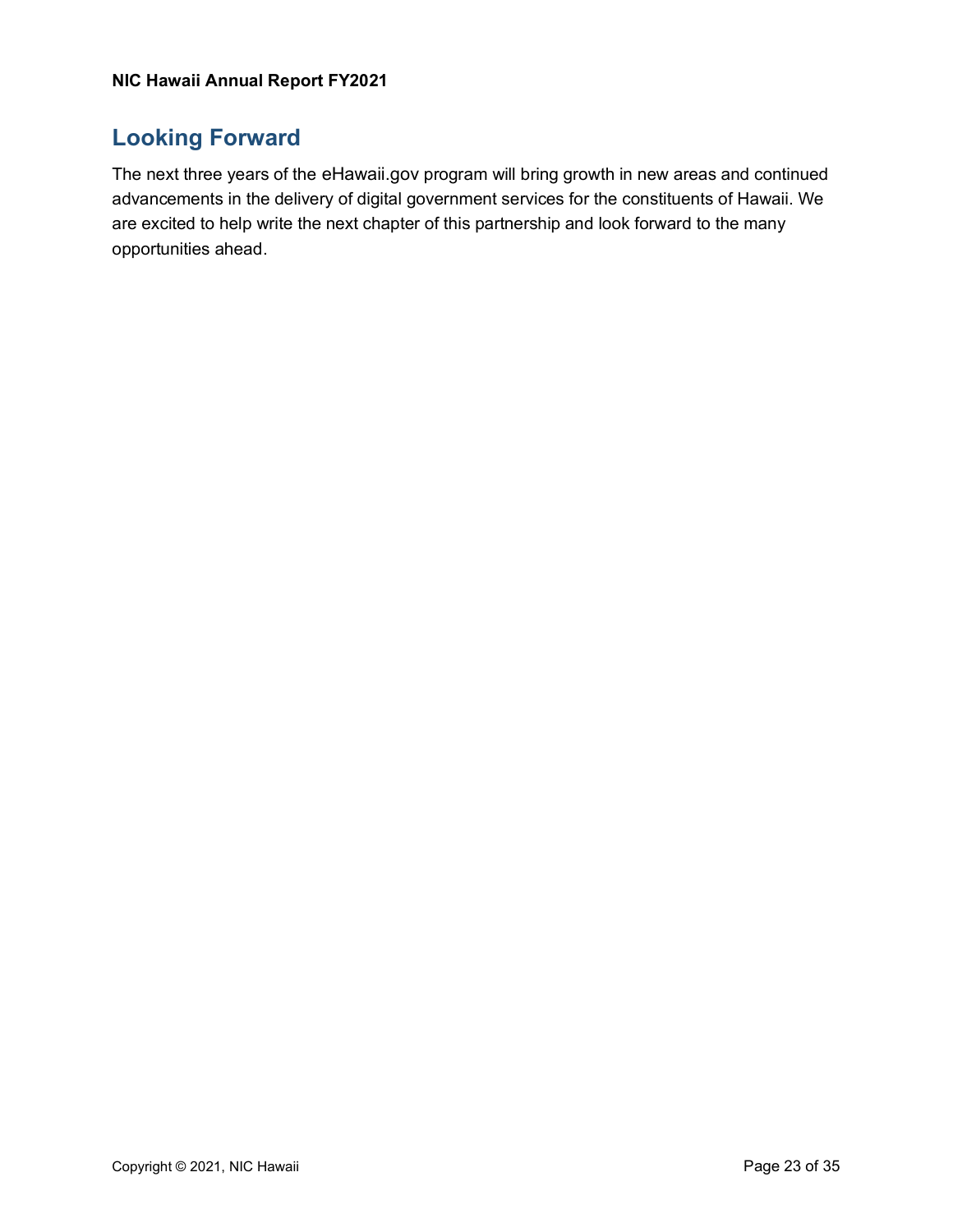## Looking Forward

The next three years of the eHawaii.gov program will bring growth in new areas and continued advancements in the delivery of digital government services for the constituents of Hawaii. We are excited to help write the next chapter of this partnership and look forward to the many opportunities ahead.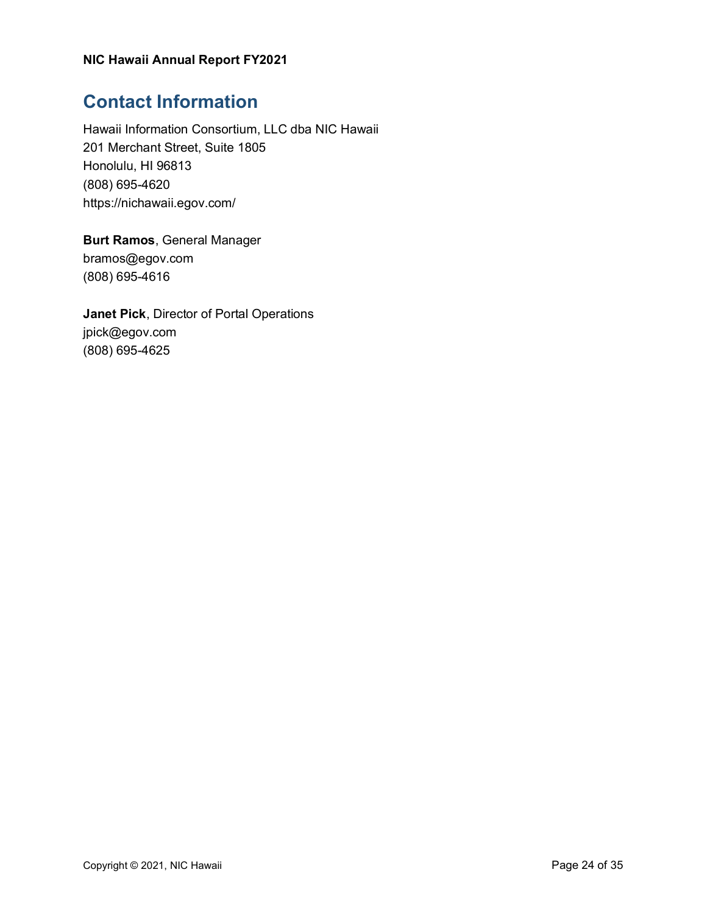## Contact Information

Hawaii Information Consortium, LLC dba NIC Hawaii
201 Merchant Street, Suite 1805
Honolulu, HI 96813
(808) 695-4620
https://nichawaii.egov.com/

**Burt Ramos**, General Manager
bramos@egov.com
(808) 695-4616

**Janet Pick**, Director of Portal Operations
jpick@egov.com
(808) 695-4625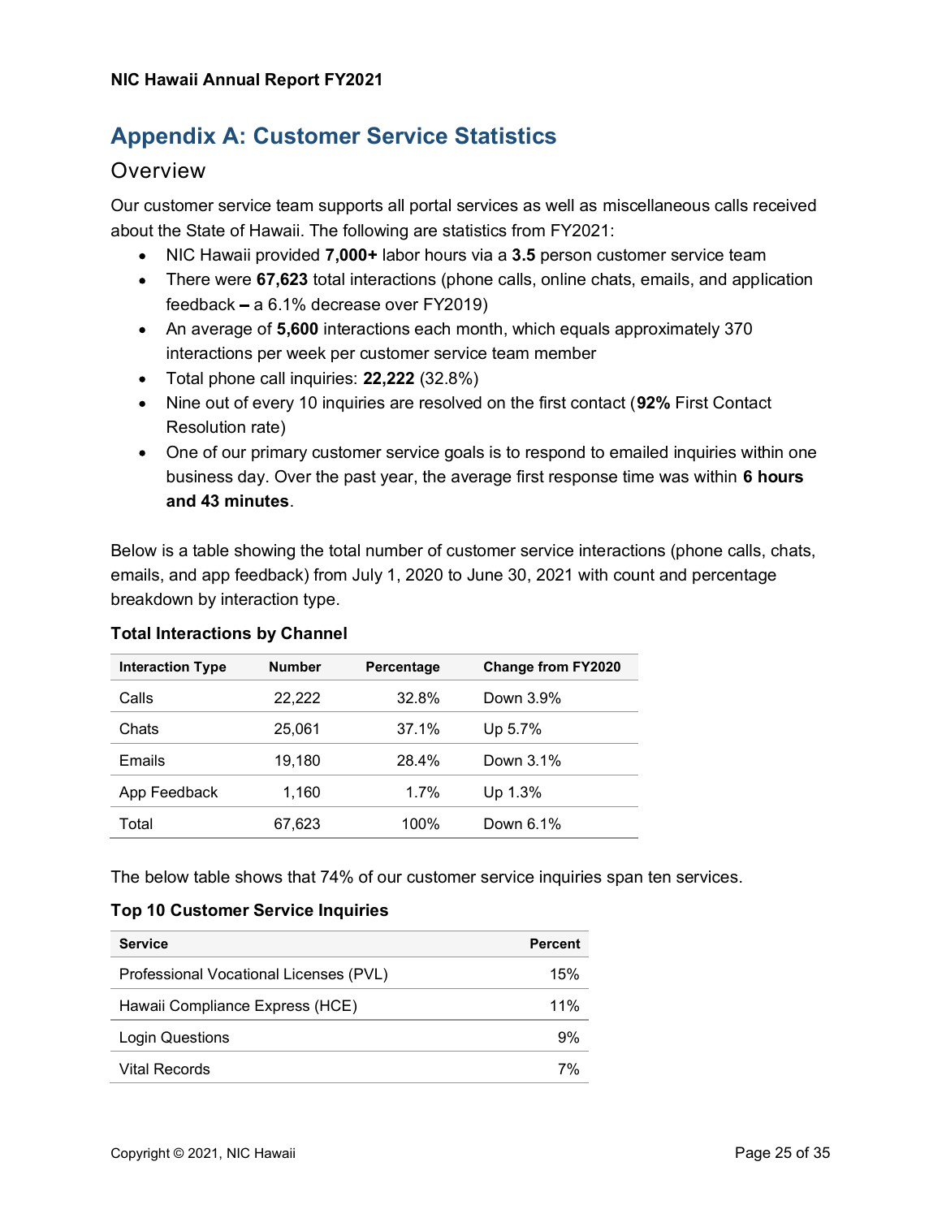# Appendix A: Customer Service Statistics

## Overview

Our customer service team supports all portal services as well as miscellaneous calls received about the State of Hawaii. The following are statistics from FY2021:

- NIC Hawaii provided **7,000+** labor hours via a **3.5** person customer service team
- There were **67,623** total interactions (phone calls, online chats, emails, and application feedback **–** a 6.1% decrease over FY2019)
- An average of **5,600** interactions each month, which equals approximately 370 interactions per week per customer service team member
- Total phone call inquiries: **22,222** (32.8%)
- Nine out of every 10 inquiries are resolved on the first contact (**92%** First Contact Resolution rate)
- One of our primary customer service goals is to respond to emailed inquiries within one business day. Over the past year, the average first response time was within **6 hours and 43 minutes**.

Below is a table showing the total number of customer service interactions (phone calls, chats, emails, and app feedback) from July 1, 2020 to June 30, 2021 with count and percentage breakdown by interaction type.

**Total Interactions by Channel**

| Interaction Type | Number | Percentage | Change from FY2020 |
|---|---|---|---|
| Calls | 22,222 | 32.8% | Down 3.9% |
| Chats | 25,061 | 37.1% | Up 5.7% |
| Emails | 19,180 | 28.4% | Down 3.1% |
| App Feedback | 1,160 | 1.7% | Up 1.3% |
| Total | 67,623 | 100% | Down 6.1% |

The below table shows that 74% of our customer service inquiries span ten services.

**Top 10 Customer Service Inquiries**

| Service | Percent |
|---|---|
| Professional Vocational Licenses (PVL) | 15% |
| Hawaii Compliance Express (HCE) | 11% |
| Login Questions | 9% |
| Vital Records | 7% |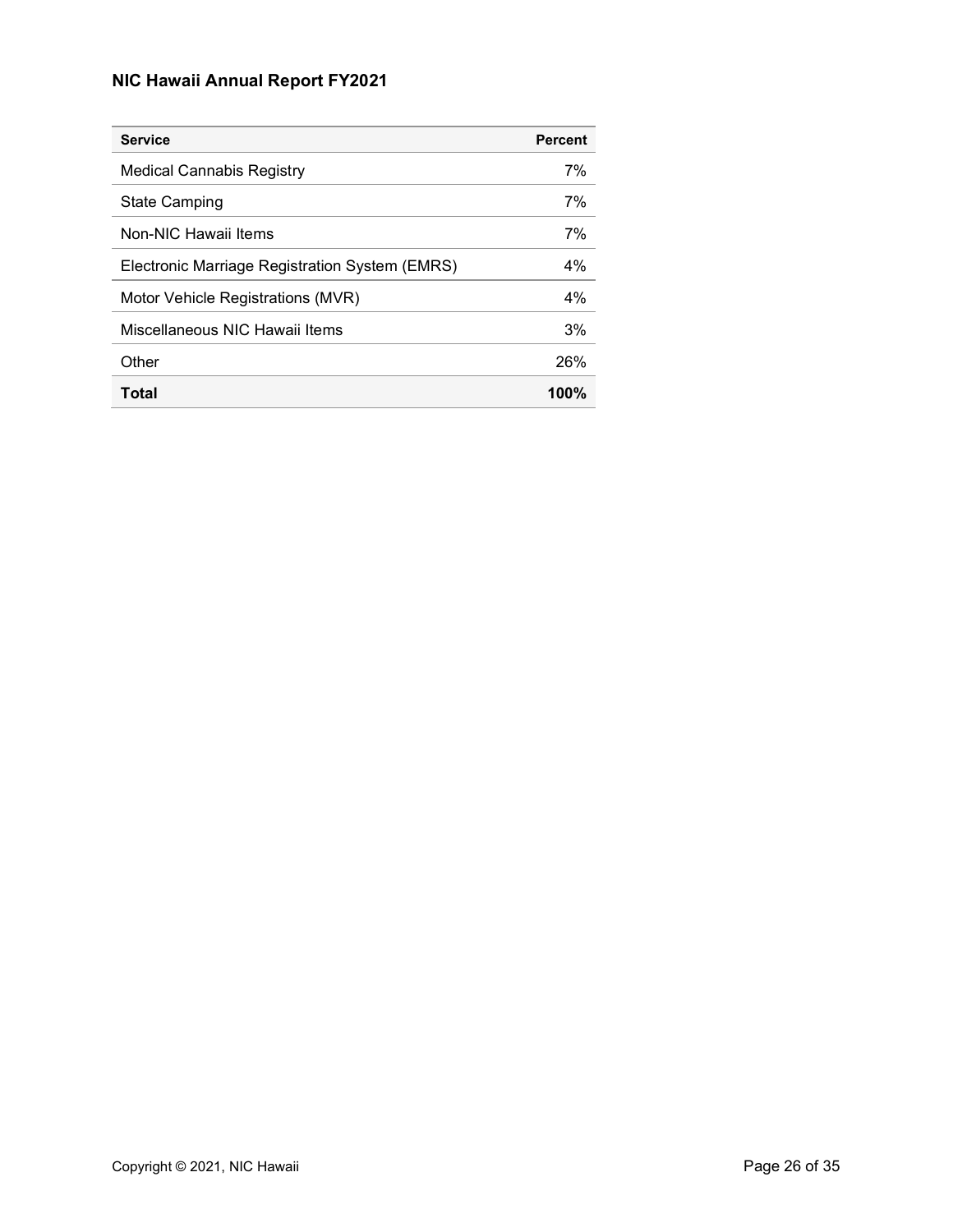| Service | Percent |
|---|---:|
| Medical Cannabis Registry | 7% |
| State Camping | 7% |
| Non-NIC Hawaii Items | 7% |
| Electronic Marriage Registration System (EMRS) | 4% |
| Motor Vehicle Registrations (MVR) | 4% |
| Miscellaneous NIC Hawaii Items | 3% |
| Other | 26% |
| **Total** | **100%** |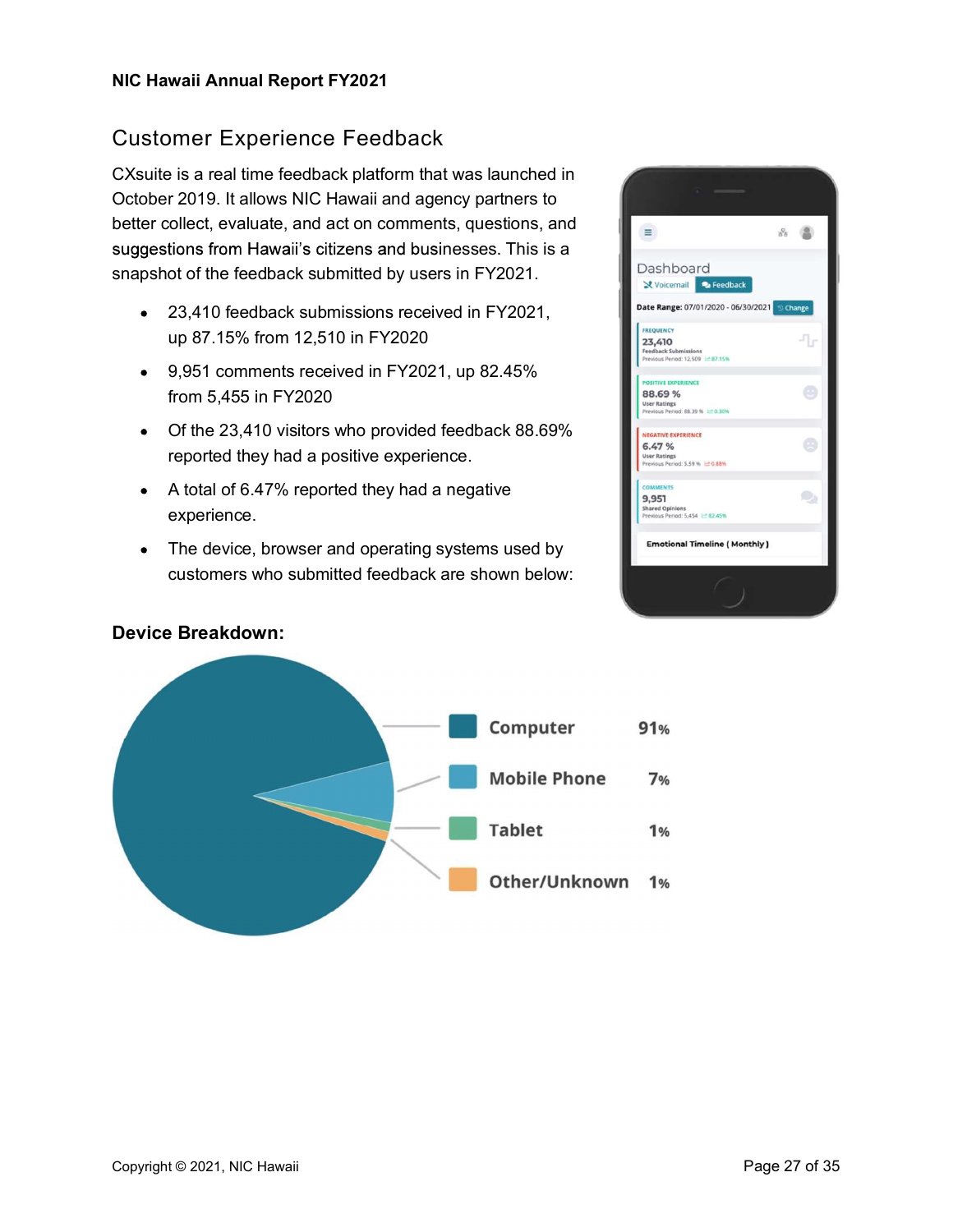## Customer Experience Feedback

CXsuite is a real time feedback platform that was launched in October 2019. It allows NIC Hawaii and agency partners to better collect, evaluate, and act on comments, questions, and suggestions from Hawaii's citizens and businesses. This is a snapshot of the feedback submitted by users in FY2021.

- 23,410 feedback submissions received in FY2021, up 87.15% from 12,510 in FY2020
- 9,951 comments received in FY2021, up 82.45% from 5,455 in FY2020
- Of the 23,410 visitors who provided feedback 88.69% reported they had a positive experience.
- A total of 6.47% reported they had a negative experience.
- The device, browser and operating systems used by customers who submitted feedback are shown below:

**Device Breakdown:**

| Device | Share |
| --- | --- |
| Computer | 91% |
| Mobile Phone | 7% |
| Tablet | 1% |
| Other/Unknown | 1% |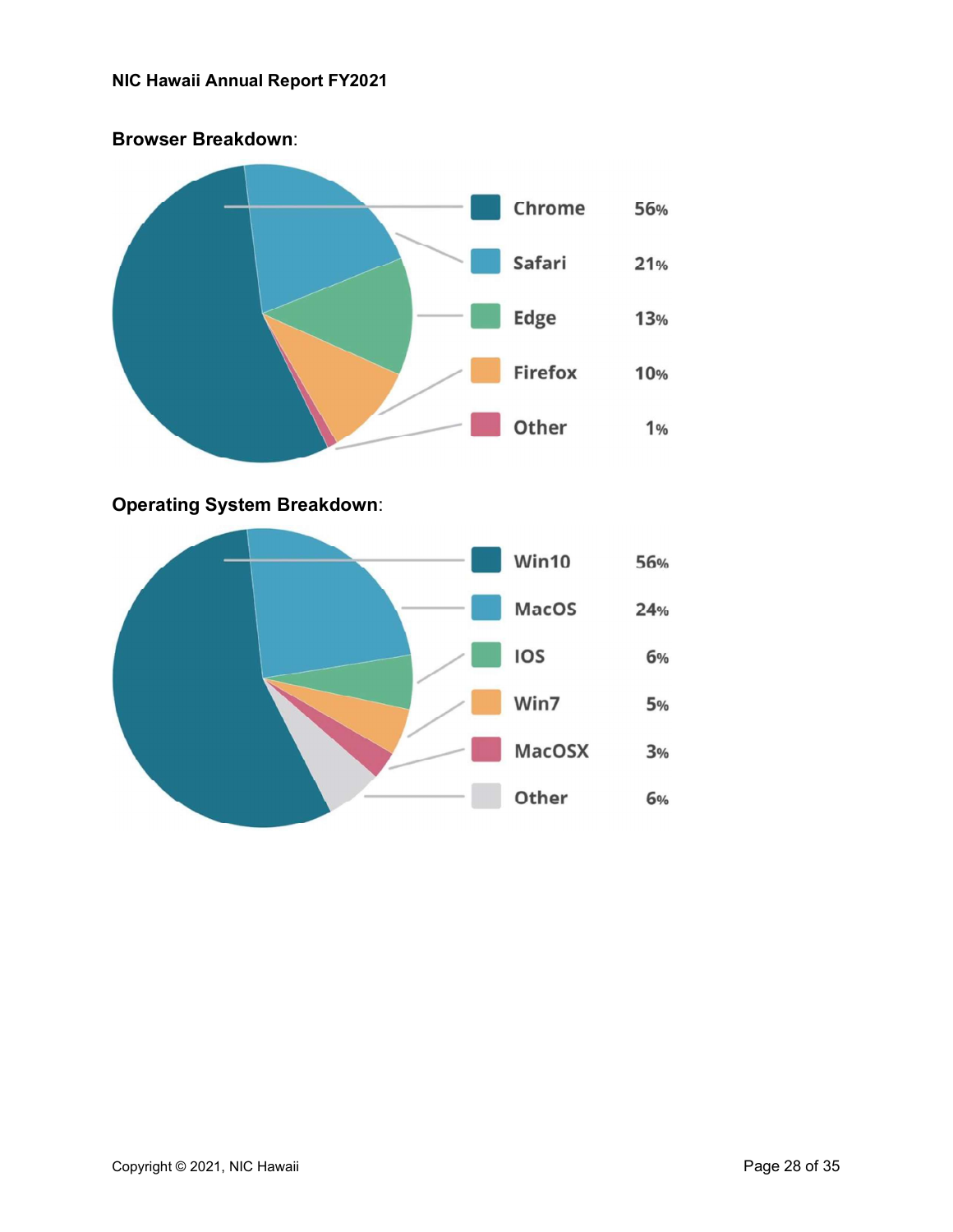**Browser Breakdown**:

| Browser | Share |
|---|---|
| Chrome | 56% |
| Safari | 21% |
| Edge | 13% |
| Firefox | 10% |
| Other | 1% |

**Operating System Breakdown**:

| Operating System | Share |
|---|---|
| Win10 | 56% |
| MacOS | 24% |
| IOS | 6% |
| Win7 | 5% |
| MacOSX | 3% |
| Other | 6% |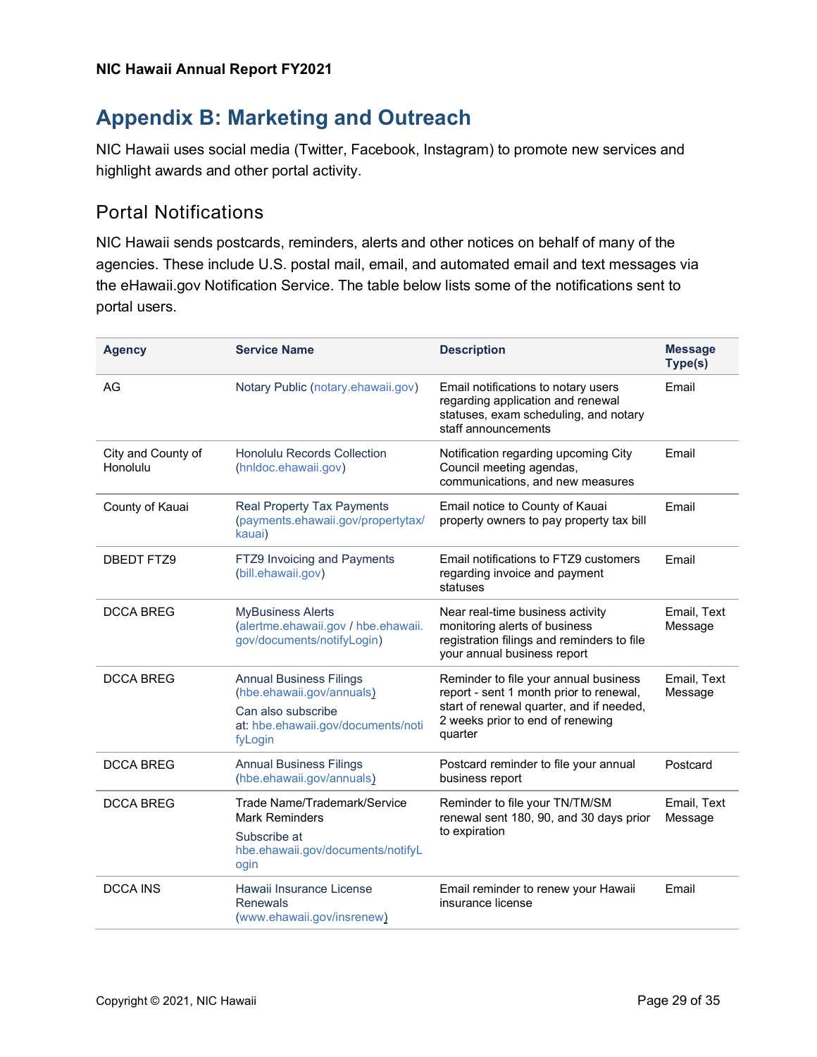# Appendix B: Marketing and Outreach

NIC Hawaii uses social media (Twitter, Facebook, Instagram) to promote new services and highlight awards and other portal activity.

## Portal Notifications

NIC Hawaii sends postcards, reminders, alerts and other notices on behalf of many of the agencies. These include U.S. postal mail, email, and automated email and text messages via the eHawaii.gov Notification Service. The table below lists some of the notifications sent to portal users.

| Agency | Service Name | Description | Message Type(s) |
|---|---|---|---|
| AG | Notary Public (notary.ehawaii.gov) | Email notifications to notary users regarding application and renewal statuses, exam scheduling, and notary staff announcements | Email |
| City and County of Honolulu | Honolulu Records Collection (hnldoc.ehawaii.gov) | Notification regarding upcoming City Council meeting agendas, communications, and new measures | Email |
| County of Kauai | Real Property Tax Payments (payments.ehawaii.gov/propertytax/kauai) | Email notice to County of Kauai property owners to pay property tax bill | Email |
| DBEDT FTZ9 | FTZ9 Invoicing and Payments (bill.ehawaii.gov) | Email notifications to FTZ9 customers regarding invoice and payment statuses | Email |
| DCCA BREG | MyBusiness Alerts (alertme.ehawaii.gov / hbe.ehawaii.gov/documents/notifyLogin) | Near real-time business activity monitoring alerts of business registration filings and reminders to file your annual business report | Email, Text Message |
| DCCA BREG | Annual Business Filings (hbe.ehawaii.gov/annuals) Can also subscribe at: hbe.ehawaii.gov/documents/notifyLogin | Reminder to file your annual business report - sent 1 month prior to renewal, start of renewal quarter, and if needed, 2 weeks prior to end of renewing quarter | Email, Text Message |
| DCCA BREG | Annual Business Filings (hbe.ehawaii.gov/annuals) | Postcard reminder to file your annual business report | Postcard |
| DCCA BREG | Trade Name/Trademark/Service Mark Reminders Subscribe at hbe.ehawaii.gov/documents/notifyLogin | Reminder to file your TN/TM/SM renewal sent 180, 90, and 30 days prior to expiration | Email, Text Message |
| DCCA INS | Hawaii Insurance License Renewals (www.ehawaii.gov/insrenew) | Email reminder to renew your Hawaii insurance license | Email |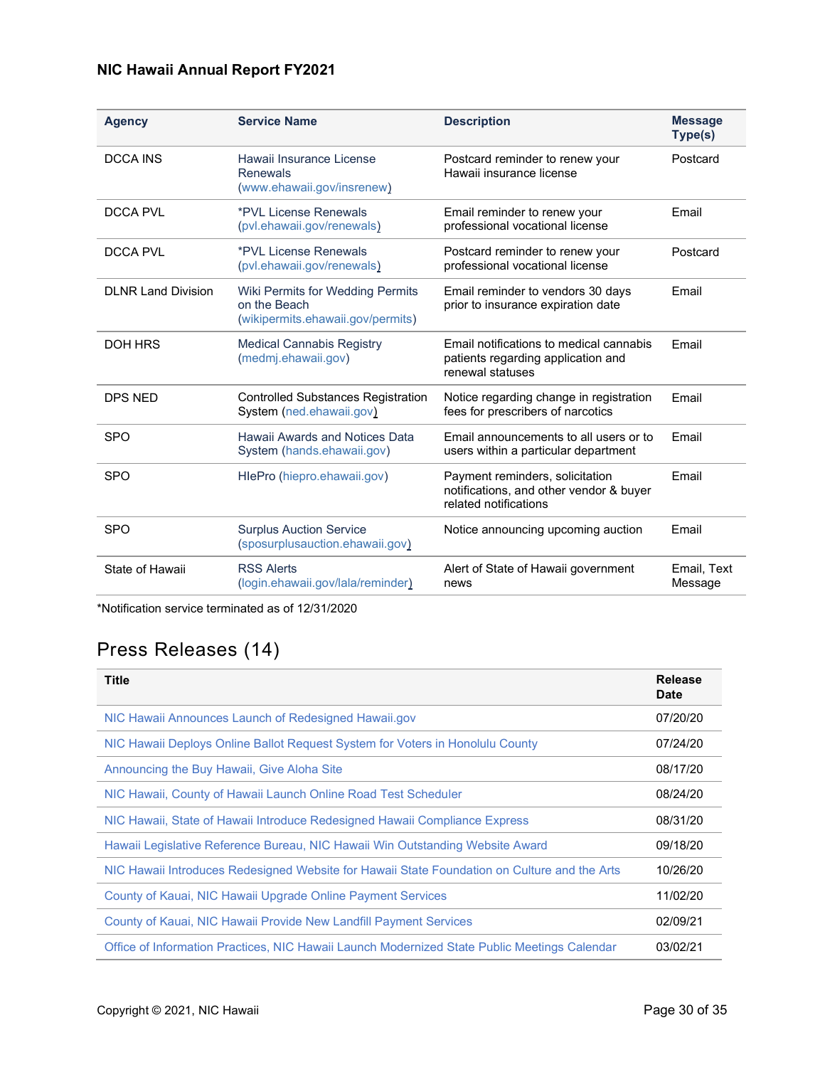| Agency | Service Name | Description | Message Type(s) |
|---|---|---|---|
| DCCA INS | Hawaii Insurance License Renewals (www.ehawaii.gov/insrenew) | Postcard reminder to renew your Hawaii insurance license | Postcard |
| DCCA PVL | *PVL License Renewals (pvl.ehawaii.gov/renewals) | Email reminder to renew your professional vocational license | Email |
| DCCA PVL | *PVL License Renewals (pvl.ehawaii.gov/renewals) | Postcard reminder to renew your professional vocational license | Postcard |
| DLNR Land Division | Wiki Permits for Wedding Permits on the Beach (wikipermits.ehawaii.gov/permits) | Email reminder to vendors 30 days prior to insurance expiration date | Email |
| DOH HRS | Medical Cannabis Registry (medmj.ehawaii.gov) | Email notifications to medical cannabis patients regarding application and renewal statuses | Email |
| DPS NED | Controlled Substances Registration System (ned.ehawaii.gov) | Notice regarding change in registration fees for prescribers of narcotics | Email |
| SPO | Hawaii Awards and Notices Data System (hands.ehawaii.gov) | Email announcements to all users or to users within a particular department | Email |
| SPO | HIePro (hiepro.ehawaii.gov) | Payment reminders, solicitation notifications, and other vendor & buyer related notifications | Email |
| SPO | Surplus Auction Service (sposurplusauction.ehawaii.gov) | Notice announcing upcoming auction | Email |
| State of Hawaii | RSS Alerts (login.ehawaii.gov/lala/reminder) | Alert of State of Hawaii government news | Email, Text Message |

*Notification service terminated as of 12/31/2020

## Press Releases (14)

| Title | Release Date |
|---|---|
| NIC Hawaii Announces Launch of Redesigned Hawaii.gov | 07/20/20 |
| NIC Hawaii Deploys Online Ballot Request System for Voters in Honolulu County | 07/24/20 |
| Announcing the Buy Hawaii, Give Aloha Site | 08/17/20 |
| NIC Hawaii, County of Hawaii Launch Online Road Test Scheduler | 08/24/20 |
| NIC Hawaii, State of Hawaii Introduce Redesigned Hawaii Compliance Express | 08/31/20 |
| Hawaii Legislative Reference Bureau, NIC Hawaii Win Outstanding Website Award | 09/18/20 |
| NIC Hawaii Introduces Redesigned Website for Hawaii State Foundation on Culture and the Arts | 10/26/20 |
| County of Kauai, NIC Hawaii Upgrade Online Payment Services | 11/02/20 |
| County of Kauai, NIC Hawaii Provide New Landfill Payment Services | 02/09/21 |
| Office of Information Practices, NIC Hawaii Launch Modernized State Public Meetings Calendar | 03/02/21 |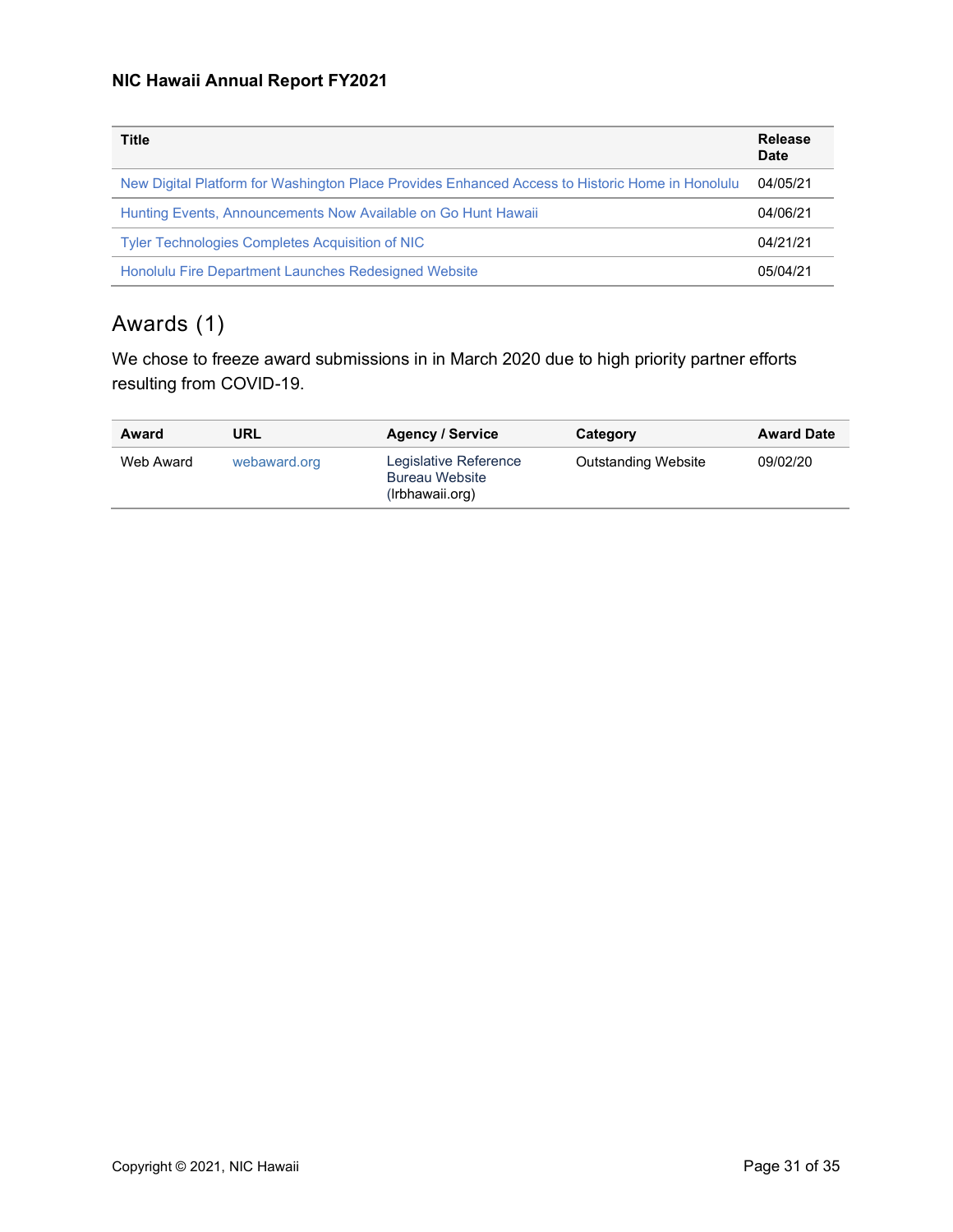| Title | Release Date |
|---|---|
| New Digital Platform for Washington Place Provides Enhanced Access to Historic Home in Honolulu | 04/05/21 |
| Hunting Events, Announcements Now Available on Go Hunt Hawaii | 04/06/21 |
| Tyler Technologies Completes Acquisition of NIC | 04/21/21 |
| Honolulu Fire Department Launches Redesigned Website | 05/04/21 |

## Awards (1)

We chose to freeze award submissions in in March 2020 due to high priority partner efforts resulting from COVID-19.

| Award | URL | Agency / Service | Category | Award Date |
|---|---|---|---|---|
| Web Award | webaward.org | Legislative Reference Bureau Website (lrbhawaii.org) | Outstanding Website | 09/02/20 |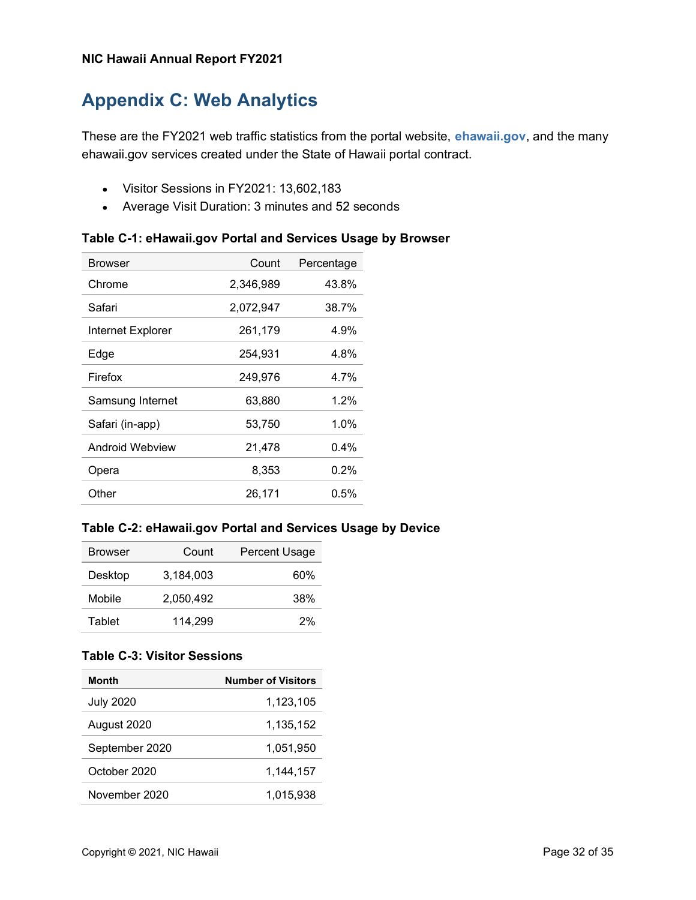## Appendix C: Web Analytics

These are the FY2021 web traffic statistics from the portal website, **ehawaii.gov**, and the many ehawaii.gov services created under the State of Hawaii portal contract.

- Visitor Sessions in FY2021: 13,602,183
- Average Visit Duration: 3 minutes and 52 seconds

**Table C-1: eHawaii.gov Portal and Services Usage by Browser**

| Browser | Count | Percentage |
|---|---|---|
| Chrome | 2,346,989 | 43.8% |
| Safari | 2,072,947 | 38.7% |
| Internet Explorer | 261,179 | 4.9% |
| Edge | 254,931 | 4.8% |
| Firefox | 249,976 | 4.7% |
| Samsung Internet | 63,880 | 1.2% |
| Safari (in-app) | 53,750 | 1.0% |
| Android Webview | 21,478 | 0.4% |
| Opera | 8,353 | 0.2% |
| Other | 26,171 | 0.5% |

**Table C-2: eHawaii.gov Portal and Services Usage by Device**

| Browser | Count | Percent Usage |
|---|---|---|
| Desktop | 3,184,003 | 60% |
| Mobile | 2,050,492 | 38% |
| Tablet | 114,299 | 2% |

**Table C-3: Visitor Sessions**

| Month | Number of Visitors |
|---|---|
| July 2020 | 1,123,105 |
| August 2020 | 1,135,152 |
| September 2020 | 1,051,950 |
| October 2020 | 1,144,157 |
| November 2020 | 1,015,938 |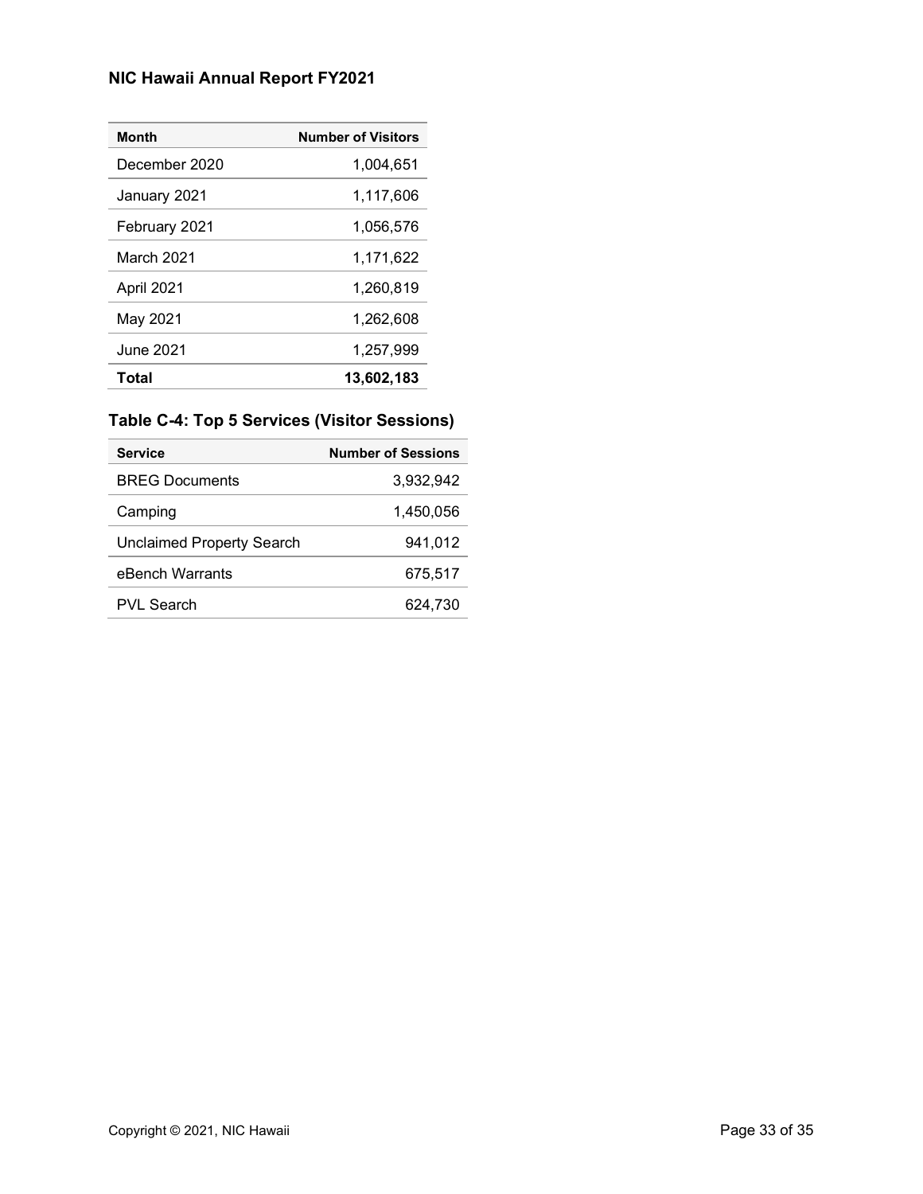| Month | Number of Visitors |
|---|---|
| December 2020 | 1,004,651 |
| January 2021 | 1,117,606 |
| February 2021 | 1,056,576 |
| March 2021 | 1,171,622 |
| April 2021 | 1,260,819 |
| May 2021 | 1,262,608 |
| June 2021 | 1,257,999 |
| **Total** | **13,602,183** |

### Table C-4: Top 5 Services (Visitor Sessions)

| Service | Number of Sessions |
|---|---|
| BREG Documents | 3,932,942 |
| Camping | 1,450,056 |
| Unclaimed Property Search | 941,012 |
| eBench Warrants | 675,517 |
| PVL Search | 624,730 |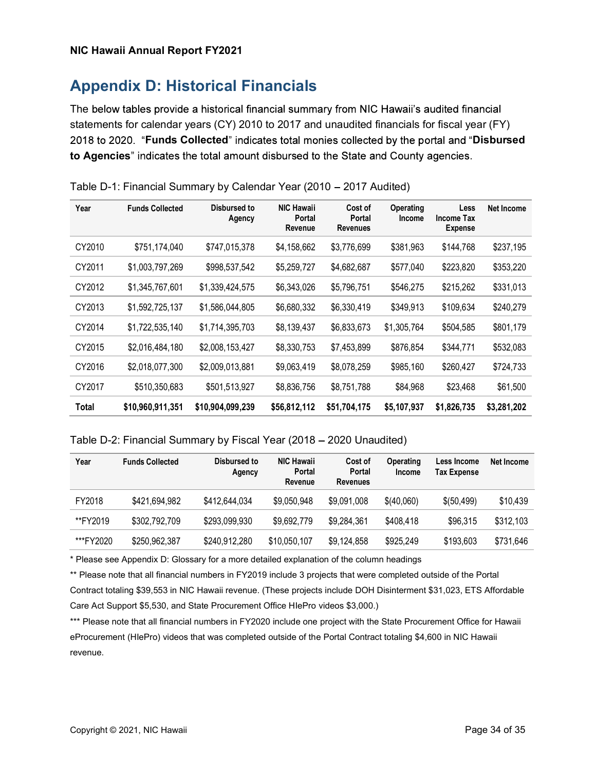## Appendix D: Historical Financials

The below tables provide a historical financial summary from NIC Hawaii's audited financial statements for calendar years (CY) 2010 to 2017 and unaudited financials for fiscal year (FY) 2018 to 2020. "**Funds Collected**" indicates total monies collected by the portal and "**Disbursed to Agencies**" indicates the total amount disbursed to the State and County agencies.

Table D-1: Financial Summary by Calendar Year (2010 – 2017 Audited)

| Year | Funds Collected | Disbursed to Agency | NIC Hawaii Portal Revenue | Cost of Portal Revenues | Operating Income | Less Income Tax Expense | Net Income |
|---|---|---|---|---|---|---|---|
| CY2010 | $751,174,040 | $747,015,378 | $4,158,662 | $3,776,699 | $381,963 | $144,768 | $237,195 |
| CY2011 | $1,003,797,269 | $998,537,542 | $5,259,727 | $4,682,687 | $577,040 | $223,820 | $353,220 |
| CY2012 | $1,345,767,601 | $1,339,424,575 | $6,343,026 | $5,796,751 | $546,275 | $215,262 | $331,013 |
| CY2013 | $1,592,725,137 | $1,586,044,805 | $6,680,332 | $6,330,419 | $349,913 | $109,634 | $240,279 |
| CY2014 | $1,722,535,140 | $1,714,395,703 | $8,139,437 | $6,833,673 | $1,305,764 | $504,585 | $801,179 |
| CY2015 | $2,016,484,180 | $2,008,153,427 | $8,330,753 | $7,453,899 | $876,854 | $344,771 | $532,083 |
| CY2016 | $2,018,077,300 | $2,009,013,881 | $9,063,419 | $8,078,259 | $985,160 | $260,427 | $724,733 |
| CY2017 | $510,350,683 | $501,513,927 | $8,836,756 | $8,751,788 | $84,968 | $23,468 | $61,500 |
| **Total** | **$10,960,911,351** | **$10,904,099,239** | **$56,812,112** | **$51,704,175** | **$5,107,937** | **$1,826,735** | **$3,281,202** |

Table D-2: Financial Summary by Fiscal Year (2018 – 2020 Unaudited)

| Year | Funds Collected | Disbursed to Agency | NIC Hawaii Portal Revenue | Cost of Portal Revenues | Operating Income | Less Income Tax Expense | Net Income |
|---|---|---|---|---|---|---|---|
| FY2018 | $421,694,982 | $412,644,034 | $9,050,948 | $9,091,008 | $(40,060) | $(50,499) | $10,439 |
| **FY2019 | $302,792,709 | $293,099,930 | $9,692,779 | $9,284,361 | $408,418 | $96,315 | $312,103 |
| ***FY2020 | $250,962,387 | $240,912,280 | $10,050,107 | $9,124,858 | $925,249 | $193,603 | $731,646 |

* Please see Appendix D: Glossary for a more detailed explanation of the column headings

** Please note that all financial numbers in FY2019 include 3 projects that were completed outside of the Portal Contract totaling $39,553 in NIC Hawaii revenue. (These projects include DOH Disinterment $31,023, ETS Affordable Care Act Support $5,530, and State Procurement Office HIePro videos $3,000.)

*** Please note that all financial numbers in FY2020 include one project with the State Procurement Office for Hawaii eProcurement (HIePro) videos that was completed outside of the Portal Contract totaling $4,600 in NIC Hawaii revenue.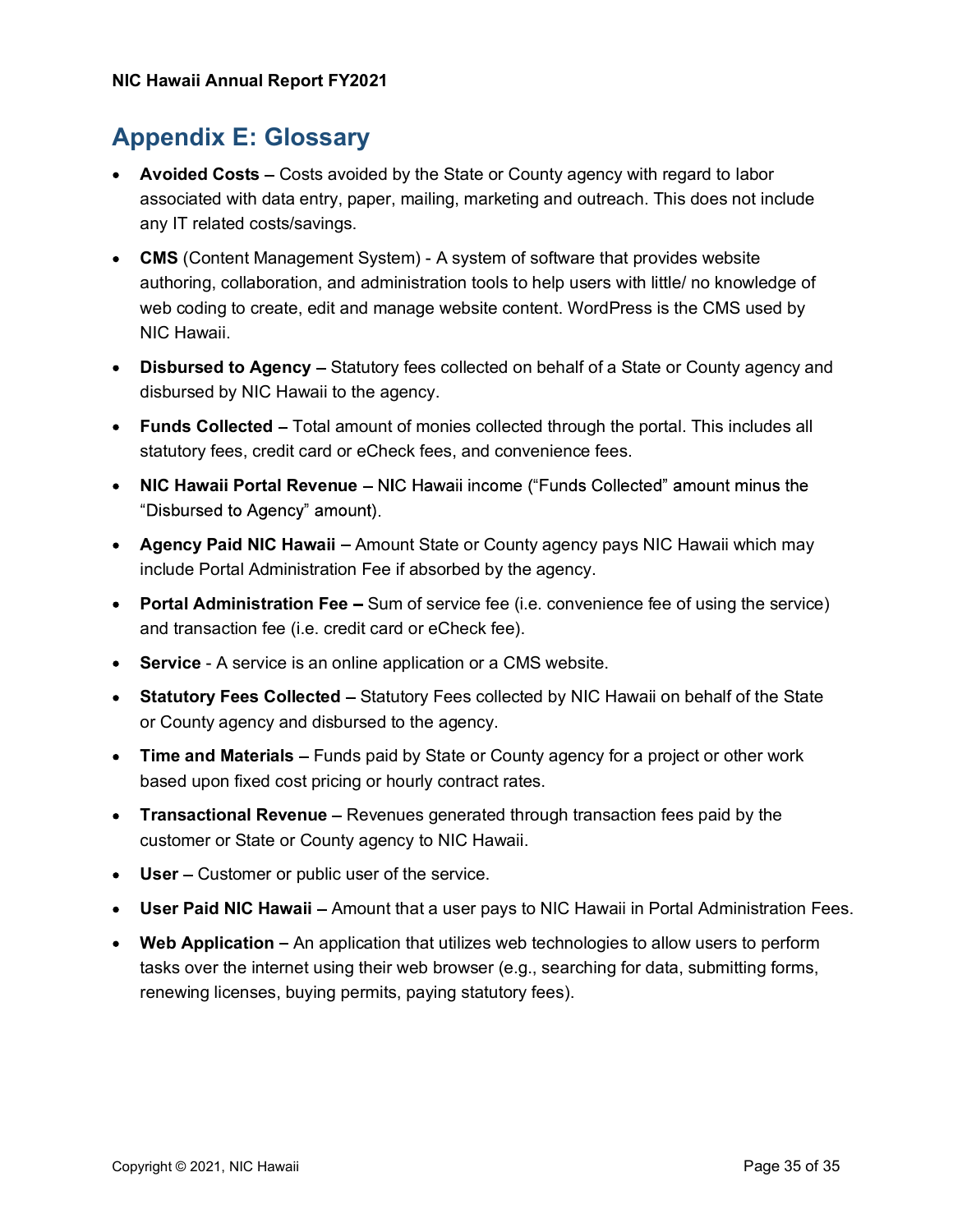# Appendix E: Glossary

- **Avoided Costs –** Costs avoided by the State or County agency with regard to labor associated with data entry, paper, mailing, marketing and outreach. This does not include any IT related costs/savings.
- **CMS** (Content Management System) - A system of software that provides website authoring, collaboration, and administration tools to help users with little/ no knowledge of web coding to create, edit and manage website content. WordPress is the CMS used by NIC Hawaii.
- **Disbursed to Agency –** Statutory fees collected on behalf of a State or County agency and disbursed by NIC Hawaii to the agency.
- **Funds Collected –** Total amount of monies collected through the portal. This includes all statutory fees, credit card or eCheck fees, and convenience fees.
- **NIC Hawaii Portal Revenue –** NIC Hawaii income ("Funds Collected" amount minus the "Disbursed to Agency" amount).
- **Agency Paid NIC Hawaii –** Amount State or County agency pays NIC Hawaii which may include Portal Administration Fee if absorbed by the agency.
- **Portal Administration Fee –** Sum of service fee (i.e. convenience fee of using the service) and transaction fee (i.e. credit card or eCheck fee).
- **Service** - A service is an online application or a CMS website.
- **Statutory Fees Collected –** Statutory Fees collected by NIC Hawaii on behalf of the State or County agency and disbursed to the agency.
- **Time and Materials –** Funds paid by State or County agency for a project or other work based upon fixed cost pricing or hourly contract rates.
- **Transactional Revenue –** Revenues generated through transaction fees paid by the customer or State or County agency to NIC Hawaii.
- **User –** Customer or public user of the service.
- **User Paid NIC Hawaii –** Amount that a user pays to NIC Hawaii in Portal Administration Fees.
- **Web Application –** An application that utilizes web technologies to allow users to perform tasks over the internet using their web browser (e.g., searching for data, submitting forms, renewing licenses, buying permits, paying statutory fees).